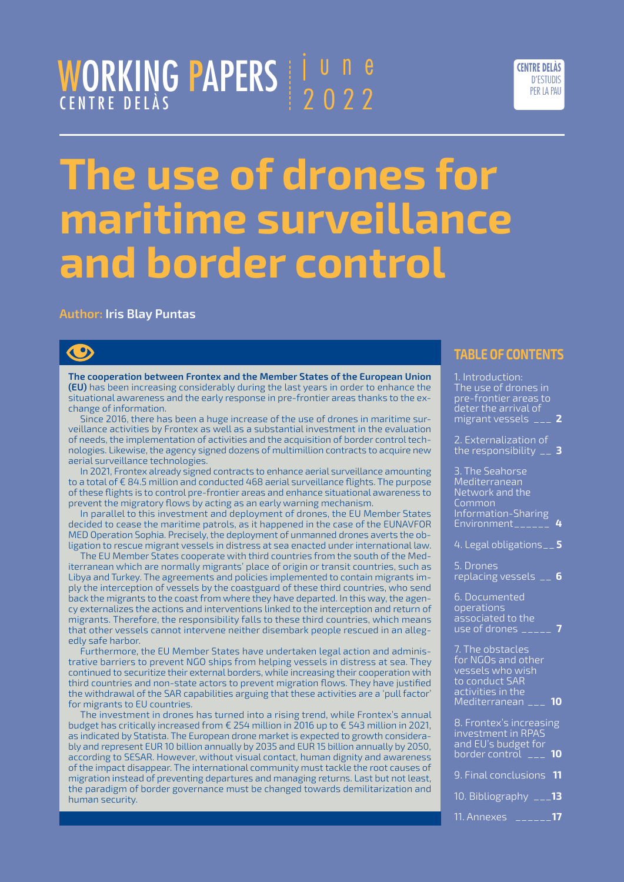WORKING PAPERS CENTRE DELÀS | june 2022

CENTRE DELÀS D'ESTUDIS PER LA PAU

# The use of drones for maritime surveillance and border control

**Author: Iris Blay Puntas**

**The cooperation between Frontex and the Member States of the European Union (EU)** has been increasing considerably during the last years in order to enhance the situational awareness and the early response in pre-frontier areas thanks to the exchange of information.

Since 2016, there has been a huge increase of the use of drones in maritime surveillance activities by Frontex as well as a substantial investment in the evaluation of needs, the implementation of activities and the acquisition of border control technologies. Likewise, the agency signed dozens of multimillion contracts to acquire new aerial surveillance technologies.

In 2021, Frontex already signed contracts to enhance aerial surveillance amounting to a total of € 84.5 million and conducted 468 aerial surveillance flights. The purpose of these flights is to control pre-frontier areas and enhance situational awareness to prevent the migratory flows by acting as an early warning mechanism.

In parallel to this investment and deployment of drones, the EU Member States decided to cease the maritime patrols, as it happened in the case of the EUNAVFOR MED Operation Sophia. Precisely, the deployment of unmanned drones averts the obligation to rescue migrant vessels in distress at sea enacted under international law.

The EU Member States cooperate with third countries from the south of the Mediterranean which are normally migrants' place of origin or transit countries, such as Libya and Turkey. The agreements and policies implemented to contain migrants imply the interception of vessels by the coastguard of these third countries, who send back the migrants to the coast from where they have departed. In this way, the agency externalizes the actions and interventions linked to the interception and return of migrants. Therefore, the responsibility falls to these third countries, which means that other vessels cannot intervene neither disembark people rescued in an allegedly safe harbor.

Furthermore, the EU Member States have undertaken legal action and administrative barriers to prevent NGO ships from helping vessels in distress at sea. They continued to securitize their external borders, while increasing their cooperation with third countries and non-state actors to prevent migration flows. They have justified the withdrawal of the SAR capabilities arguing that these activities are a 'pull factor' for migrants to EU countries.

The investment in drones has turned into a rising trend, while Frontex's annual budget has critically increased from € 254 million in 2016 up to € 543 million in 2021, as indicated by Statista. The European drone market is expected to growth considerably and represent EUR 10 billion annually by 2035 and EUR 15 billion annually by 2050, according to SESAR. However, without visual contact, human dignity and awareness of the impact disappear. The international community must tackle the root causes of migration instead of preventing departures and managing returns. Last but not least, the paradigm of border governance must be changed towards demilitarization and human security.

## TABLE OF CONTENTS

1. Introduction: The use of drones in pre-frontier areas to deter the arrival of migrant vessels ___ 2
2. Externalization of the responsibility __ 3
3. The Seahorse Mediterranean Network and the Common Information-Sharing Environment______ 4
4. Legal obligations__ 5
5. Drones replacing vessels __ 6
6. Documented operations associated to the use of drones _____ 7
7. The obstacles for NGOs and other vessels who wish to conduct SAR activities in the Mediterranean ___ 10
8. Frontex's increasing investment in RPAS and EU's budget for border control ___ 10
9. Final conclusions 11
10. Bibliography ___13
11. Annexes ______17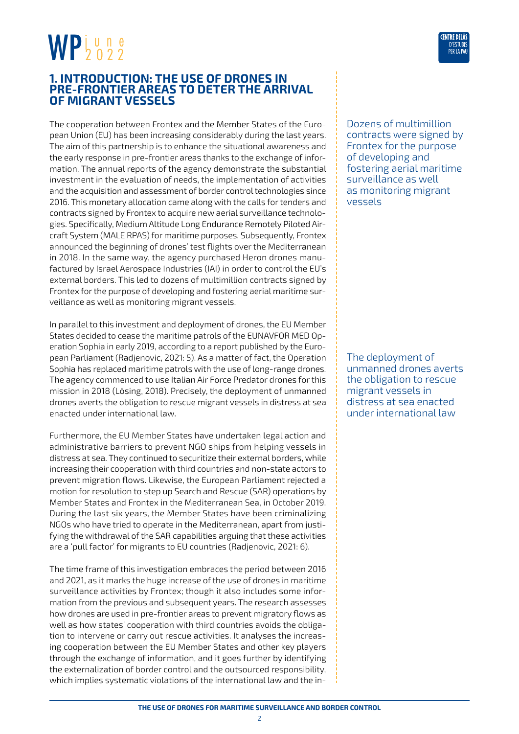## 1. INTRODUCTION: THE USE OF DRONES IN PRE-FRONTIER AREAS TO DETER THE ARRIVAL OF MIGRANT VESSELS

The cooperation between Frontex and the Member States of the European Union (EU) has been increasing considerably during the last years. The aim of this partnership is to enhance the situational awareness and the early response in pre-frontier areas thanks to the exchange of information. The annual reports of the agency demonstrate the substantial investment in the evaluation of needs, the implementation of activities and the acquisition and assessment of border control technologies since 2016. This monetary allocation came along with the calls for tenders and contracts signed by Frontex to acquire new aerial surveillance technologies. Specifically, Medium Altitude Long Endurance Remotely Piloted Aircraft System (MALE RPAS) for maritime purposes. Subsequently, Frontex announced the beginning of drones' test flights over the Mediterranean in 2018. In the same way, the agency purchased Heron drones manufactured by Israel Aerospace Industries (IAI) in order to control the EU's external borders. This led to dozens of multimillion contracts signed by Frontex for the purpose of developing and fostering aerial maritime surveillance as well as monitoring migrant vessels.

> Dozens of multimillion contracts were signed by Frontex for the purpose of developing and fostering aerial maritime surveillance as well as monitoring migrant vessels

In parallel to this investment and deployment of drones, the EU Member States decided to cease the maritime patrols of the EUNAVFOR MED Operation Sophia in early 2019, according to a report published by the European Parliament (Radjenovic, 2021: 5). As a matter of fact, the Operation Sophia has replaced maritime patrols with the use of long-range drones. The agency commenced to use Italian Air Force Predator drones for this mission in 2018 (Lösing, 2018). Precisely, the deployment of unmanned drones averts the obligation to rescue migrant vessels in distress at sea enacted under international law.

> The deployment of unmanned drones averts the obligation to rescue migrant vessels in distress at sea enacted under international law

Furthermore, the EU Member States have undertaken legal action and administrative barriers to prevent NGO ships from helping vessels in distress at sea. They continued to securitize their external borders, while increasing their cooperation with third countries and non-state actors to prevent migration flows. Likewise, the European Parliament rejected a motion for resolution to step up Search and Rescue (SAR) operations by Member States and Frontex in the Mediterranean Sea, in October 2019. During the last six years, the Member States have been criminalizing NGOs who have tried to operate in the Mediterranean, apart from justifying the withdrawal of the SAR capabilities arguing that these activities are a 'pull factor' for migrants to EU countries (Radjenovic, 2021: 6).

The time frame of this investigation embraces the period between 2016 and 2021, as it marks the huge increase of the use of drones in maritime surveillance activities by Frontex; though it also includes some information from the previous and subsequent years. The research assesses how drones are used in pre-frontier areas to prevent migratory flows as well as how states' cooperation with third countries avoids the obligation to intervene or carry out rescue activities. It analyses the increasing cooperation between the EU Member States and other key players through the exchange of information, and it goes further by identifying the externalization of border control and the outsourced responsibility, which implies systematic violations of the international law and the in-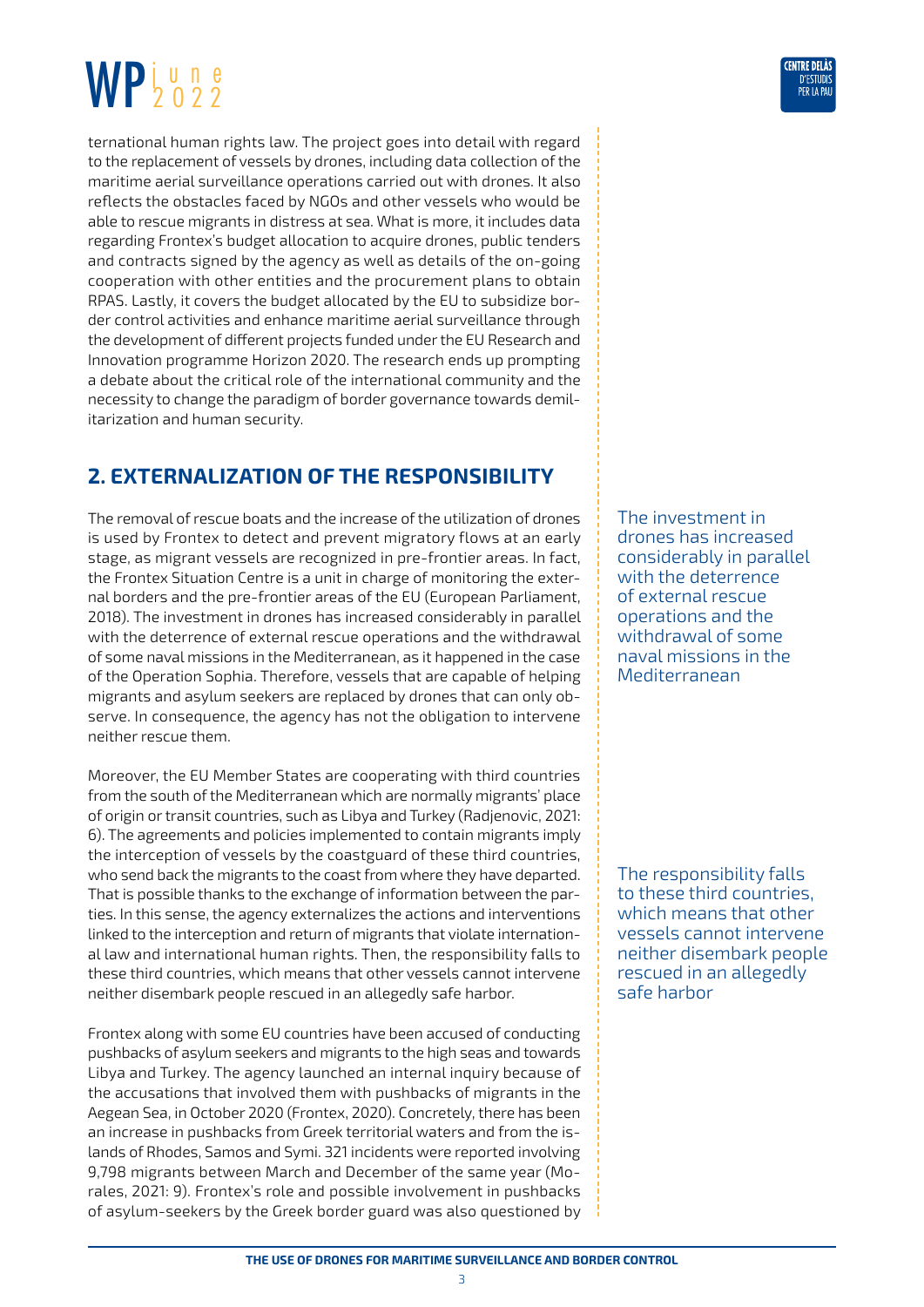ternational human rights law. The project goes into detail with regard to the replacement of vessels by drones, including data collection of the maritime aerial surveillance operations carried out with drones. It also reflects the obstacles faced by NGOs and other vessels who would be able to rescue migrants in distress at sea. What is more, it includes data regarding Frontex's budget allocation to acquire drones, public tenders and contracts signed by the agency as well as details of the on-going cooperation with other entities and the procurement plans to obtain RPAS. Lastly, it covers the budget allocated by the EU to subsidize border control activities and enhance maritime aerial surveillance through the development of different projects funded under the EU Research and Innovation programme Horizon 2020. The research ends up prompting a debate about the critical role of the international community and the necessity to change the paradigm of border governance towards demilitarization and human security.

## 2. EXTERNALIZATION OF THE RESPONSIBILITY

The removal of rescue boats and the increase of the utilization of drones is used by Frontex to detect and prevent migratory flows at an early stage, as migrant vessels are recognized in pre-frontier areas. In fact, the Frontex Situation Centre is a unit in charge of monitoring the external borders and the pre-frontier areas of the EU (European Parliament, 2018). The investment in drones has increased considerably in parallel with the deterrence of external rescue operations and the withdrawal of some naval missions in the Mediterranean, as it happened in the case of the Operation Sophia. Therefore, vessels that are capable of helping migrants and asylum seekers are replaced by drones that can only observe. In consequence, the agency has not the obligation to intervene neither rescue them.

> The investment in drones has increased considerably in parallel with the deterrence of external rescue operations and the withdrawal of some naval missions in the Mediterranean

Moreover, the EU Member States are cooperating with third countries from the south of the Mediterranean which are normally migrants' place of origin or transit countries, such as Libya and Turkey (Radjenovic, 2021: 6). The agreements and policies implemented to contain migrants imply the interception of vessels by the coastguard of these third countries, who send back the migrants to the coast from where they have departed. That is possible thanks to the exchange of information between the parties. In this sense, the agency externalizes the actions and interventions linked to the interception and return of migrants that violate international law and international human rights. Then, the responsibility falls to these third countries, which means that other vessels cannot intervene neither disembark people rescued in an allegedly safe harbor.

> The responsibility falls to these third countries, which means that other vessels cannot intervene neither disembark people rescued in an allegedly safe harbor

Frontex along with some EU countries have been accused of conducting pushbacks of asylum seekers and migrants to the high seas and towards Libya and Turkey. The agency launched an internal inquiry because of the accusations that involved them with pushbacks of migrants in the Aegean Sea, in October 2020 (Frontex, 2020). Concretely, there has been an increase in pushbacks from Greek territorial waters and from the islands of Rhodes, Samos and Symi. 321 incidents were reported involving 9,798 migrants between March and December of the same year (Morales, 2021: 9). Frontex's role and possible involvement in pushbacks of asylum-seekers by the Greek border guard was also questioned by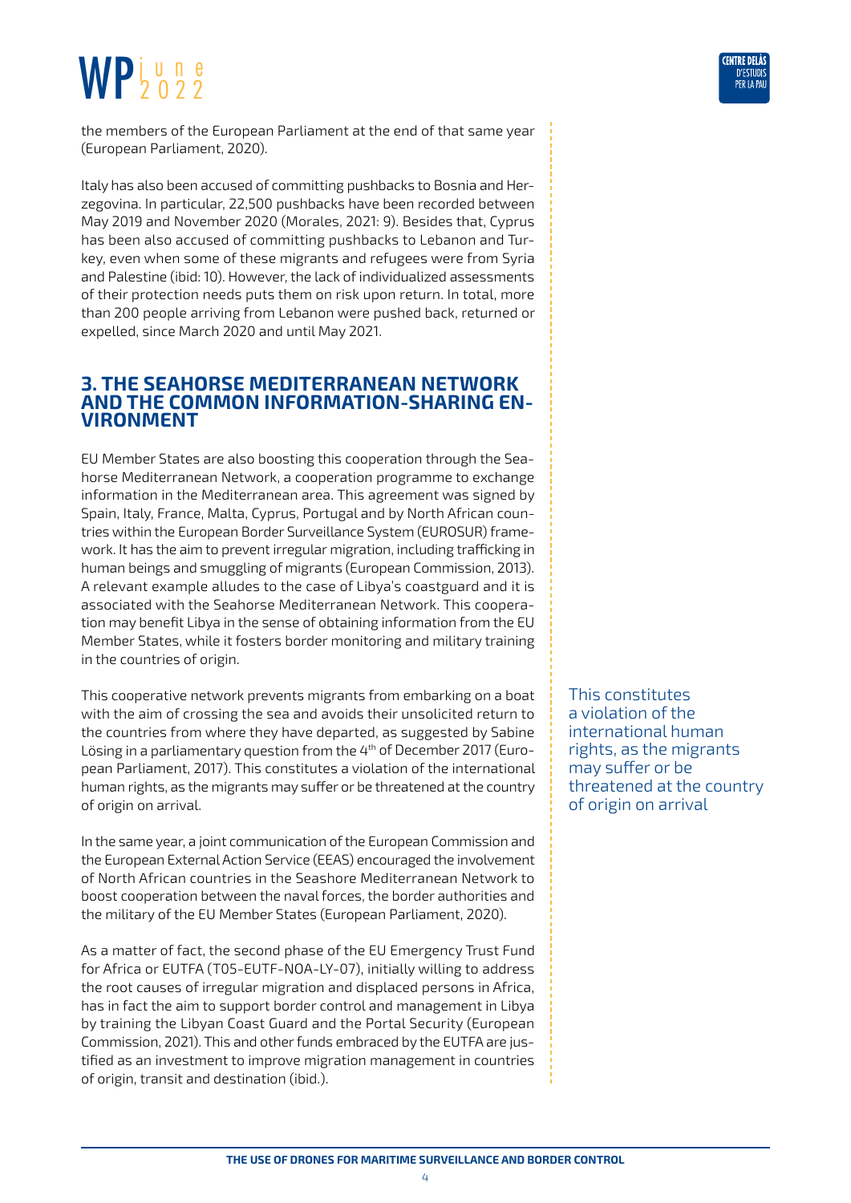the members of the European Parliament at the end of that same year (European Parliament, 2020).

Italy has also been accused of committing pushbacks to Bosnia and Herzegovina. In particular, 22,500 pushbacks have been recorded between May 2019 and November 2020 (Morales, 2021: 9). Besides that, Cyprus has been also accused of committing pushbacks to Lebanon and Turkey, even when some of these migrants and refugees were from Syria and Palestine (ibid: 10). However, the lack of individualized assessments of their protection needs puts them on risk upon return. In total, more than 200 people arriving from Lebanon were pushed back, returned or expelled, since March 2020 and until May 2021.

## 3. THE SEAHORSE MEDITERRANEAN NETWORK AND THE COMMON INFORMATION-SHARING ENVIRONMENT

EU Member States are also boosting this cooperation through the Seahorse Mediterranean Network, a cooperation programme to exchange information in the Mediterranean area. This agreement was signed by Spain, Italy, France, Malta, Cyprus, Portugal and by North African countries within the European Border Surveillance System (EUROSUR) framework. It has the aim to prevent irregular migration, including trafficking in human beings and smuggling of migrants (European Commission, 2013). A relevant example alludes to the case of Libya's coastguard and it is associated with the Seahorse Mediterranean Network. This cooperation may benefit Libya in the sense of obtaining information from the EU Member States, while it fosters border monitoring and military training in the countries of origin.

This cooperative network prevents migrants from embarking on a boat with the aim of crossing the sea and avoids their unsolicited return to the countries from where they have departed, as suggested by Sabine Lösing in a parliamentary question from the 4th of December 2017 (European Parliament, 2017). This constitutes a violation of the international human rights, as the migrants may suffer or be threatened at the country of origin on arrival.

> This constitutes a violation of the international human rights, as the migrants may suffer or be threatened at the country of origin on arrival

In the same year, a joint communication of the European Commission and the European External Action Service (EEAS) encouraged the involvement of North African countries in the Seashore Mediterranean Network to boost cooperation between the naval forces, the border authorities and the military of the EU Member States (European Parliament, 2020).

As a matter of fact, the second phase of the EU Emergency Trust Fund for Africa or EUTFA (T05-EUTF-NOA-LY-07), initially willing to address the root causes of irregular migration and displaced persons in Africa, has in fact the aim to support border control and management in Libya by training the Libyan Coast Guard and the Portal Security (European Commission, 2021). This and other funds embraced by the EUTFA are justified as an investment to improve migration management in countries of origin, transit and destination (ibid.).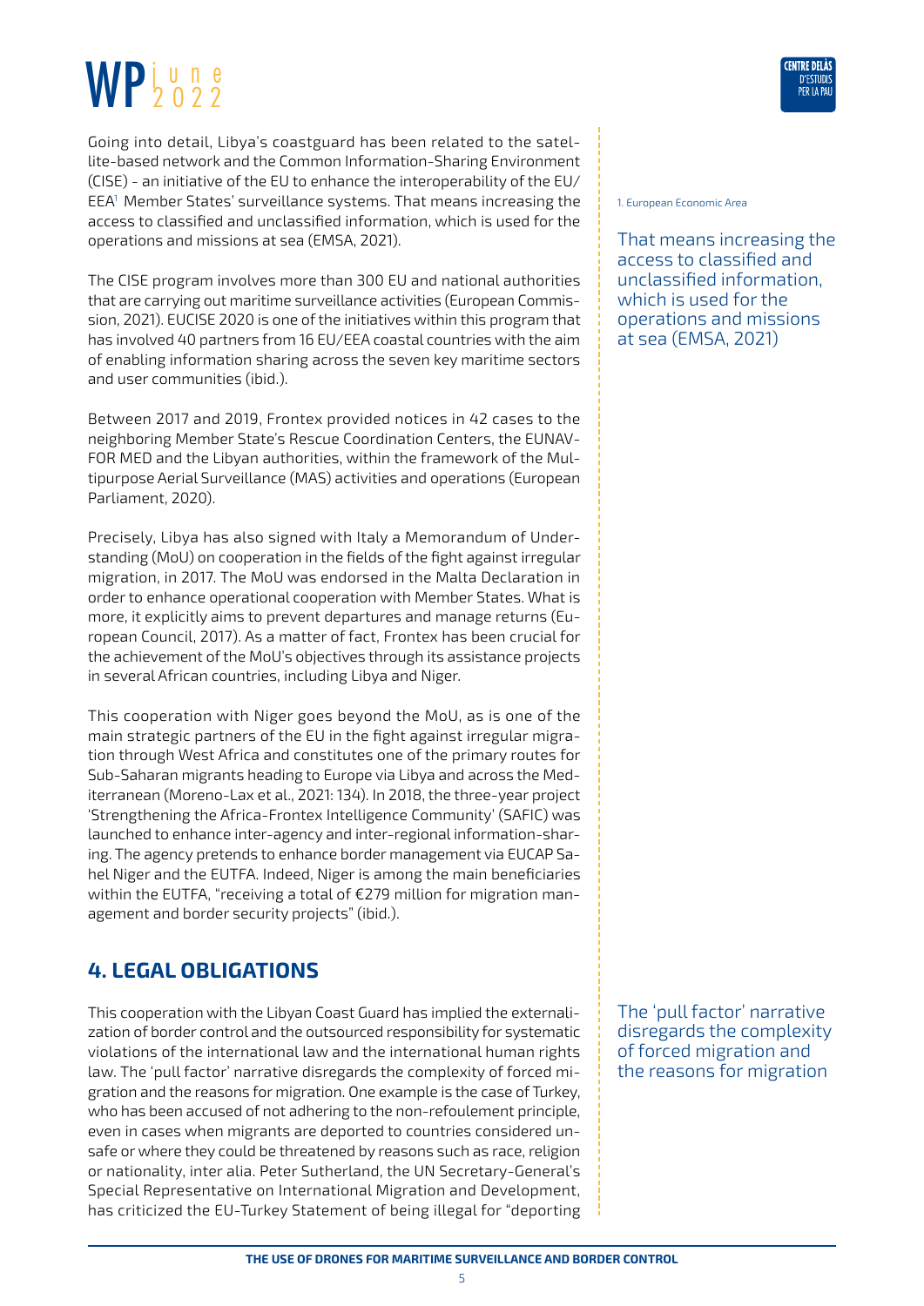Going into detail, Libya's coastguard has been related to the satellite-based network and the Common Information-Sharing Environment (CISE) - an initiative of the EU to enhance the interoperability of the EU/EEA[1] Member States' surveillance systems. That means increasing the access to classified and unclassified information, which is used for the operations and missions at sea (EMSA, 2021).

The CISE program involves more than 300 EU and national authorities that are carrying out maritime surveillance activities (European Commission, 2021). EUCISE 2020 is one of the initiatives within this program that has involved 40 partners from 16 EU/EEA coastal countries with the aim of enabling information sharing across the seven key maritime sectors and user communities (ibid.).

Between 2017 and 2019, Frontex provided notices in 42 cases to the neighboring Member State's Rescue Coordination Centers, the EUNAVFOR MED and the Libyan authorities, within the framework of the Multipurpose Aerial Surveillance (MAS) activities and operations (European Parliament, 2020).

Precisely, Libya has also signed with Italy a Memorandum of Understanding (MoU) on cooperation in the fields of the fight against irregular migration, in 2017. The MoU was endorsed in the Malta Declaration in order to enhance operational cooperation with Member States. What is more, it explicitly aims to prevent departures and manage returns (European Council, 2017). As a matter of fact, Frontex has been crucial for the achievement of the MoU's objectives through its assistance projects in several African countries, including Libya and Niger.

This cooperation with Niger goes beyond the MoU, as is one of the main strategic partners of the EU in the fight against irregular migration through West Africa and constitutes one of the primary routes for Sub-Saharan migrants heading to Europe via Libya and across the Mediterranean (Moreno-Lax et al., 2021: 134). In 2018, the three-year project 'Strengthening the Africa-Frontex Intelligence Community' (SAFIC) was launched to enhance inter-agency and inter-regional information-sharing. The agency pretends to enhance border management via EUCAP Sahel Niger and the EUTFA. Indeed, Niger is among the main beneficiaries within the EUTFA, "receiving a total of €279 million for migration management and border security projects" (ibid.).

## 4. LEGAL OBLIGATIONS

This cooperation with the Libyan Coast Guard has implied the externalization of border control and the outsourced responsibility for systematic violations of the international law and the international human rights law. The 'pull factor' narrative disregards the complexity of forced migration and the reasons for migration. One example is the case of Turkey, who has been accused of not adhering to the non-refoulement principle, even in cases when migrants are deported to countries considered unsafe or where they could be threatened by reasons such as race, religion or nationality, inter alia. Peter Sutherland, the UN Secretary-General's Special Representative on International Migration and Development, has criticized the EU-Turkey Statement of being illegal for "deporting

1. European Economic Area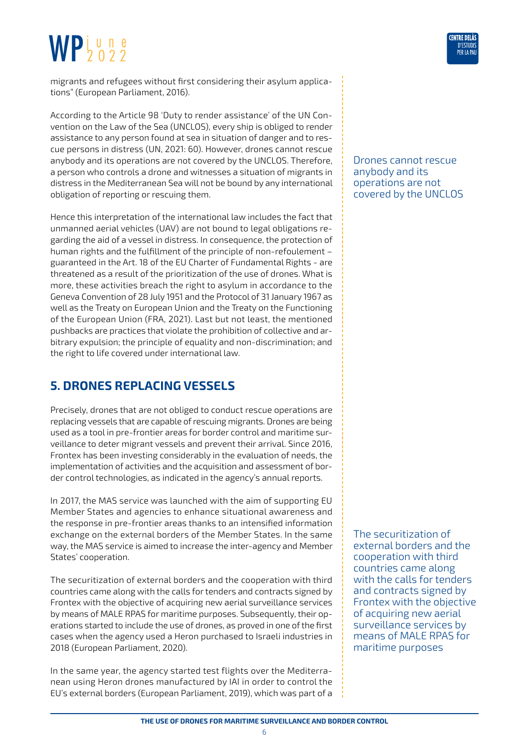migrants and refugees without first considering their asylum applications" (European Parliament, 2016).

According to the Article 98 'Duty to render assistance' of the UN Convention on the Law of the Sea (UNCLOS), every ship is obliged to render assistance to any person found at sea in situation of danger and to rescue persons in distress (UN, 2021: 60). However, drones cannot rescue anybody and its operations are not covered by the UNCLOS. Therefore, a person who controls a drone and witnesses a situation of migrants in distress in the Mediterranean Sea will not be bound by any international obligation of reporting or rescuing them.

> Drones cannot rescue anybody and its operations are not covered by the UNCLOS

Hence this interpretation of the international law includes the fact that unmanned aerial vehicles (UAV) are not bound to legal obligations regarding the aid of a vessel in distress. In consequence, the protection of human rights and the fulfillment of the principle of non-refoulement – guaranteed in the Art. 18 of the EU Charter of Fundamental Rights - are threatened as a result of the prioritization of the use of drones. What is more, these activities breach the right to asylum in accordance to the Geneva Convention of 28 July 1951 and the Protocol of 31 January 1967 as well as the Treaty on European Union and the Treaty on the Functioning of the European Union (FRA, 2021). Last but not least, the mentioned pushbacks are practices that violate the prohibition of collective and arbitrary expulsion; the principle of equality and non-discrimination; and the right to life covered under international law.

## 5. DRONES REPLACING VESSELS

Precisely, drones that are not obliged to conduct rescue operations are replacing vessels that are capable of rescuing migrants. Drones are being used as a tool in pre-frontier areas for border control and maritime surveillance to deter migrant vessels and prevent their arrival. Since 2016, Frontex has been investing considerably in the evaluation of needs, the implementation of activities and the acquisition and assessment of border control technologies, as indicated in the agency's annual reports.

In 2017, the MAS service was launched with the aim of supporting EU Member States and agencies to enhance situational awareness and the response in pre-frontier areas thanks to an intensified information exchange on the external borders of the Member States. In the same way, the MAS service is aimed to increase the inter-agency and Member States' cooperation.

The securitization of external borders and the cooperation with third countries came along with the calls for tenders and contracts signed by Frontex with the objective of acquiring new aerial surveillance services by means of MALE RPAS for maritime purposes. Subsequently, their operations started to include the use of drones, as proved in one of the first cases when the agency used a Heron purchased to Israeli industries in 2018 (European Parliament, 2020).

> The securitization of external borders and the cooperation with third countries came along with the calls for tenders and contracts signed by Frontex with the objective of acquiring new aerial surveillance services by means of MALE RPAS for maritime purposes

In the same year, the agency started test flights over the Mediterranean using Heron drones manufactured by IAI in order to control the EU's external borders (European Parliament, 2019), which was part of a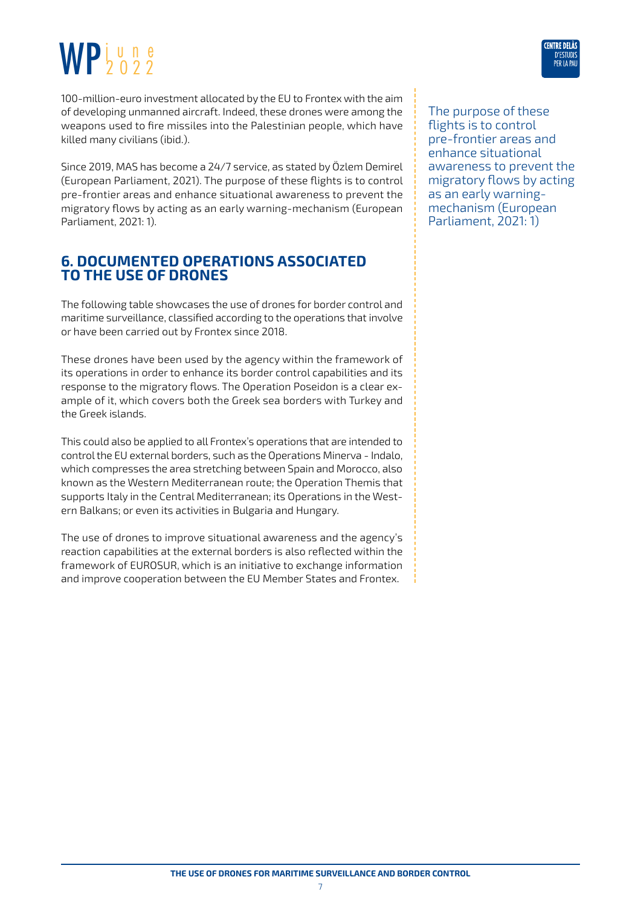100-million-euro investment allocated by the EU to Frontex with the aim of developing unmanned aircraft. Indeed, these drones were among the weapons used to fire missiles into the Palestinian people, which have killed many civilians (ibid.).

Since 2019, MAS has become a 24/7 service, as stated by Özlem Demirel (European Parliament, 2021). The purpose of these flights is to control pre-frontier areas and enhance situational awareness to prevent the migratory flows by acting as an early warning-mechanism (European Parliament, 2021: 1).

> The purpose of these flights is to control pre-frontier areas and enhance situational awareness to prevent the migratory flows by acting as an early warning-mechanism (European Parliament, 2021: 1)

## 6. DOCUMENTED OPERATIONS ASSOCIATED TO THE USE OF DRONES

The following table showcases the use of drones for border control and maritime surveillance, classified according to the operations that involve or have been carried out by Frontex since 2018.

These drones have been used by the agency within the framework of its operations in order to enhance its border control capabilities and its response to the migratory flows. The Operation Poseidon is a clear example of it, which covers both the Greek sea borders with Turkey and the Greek islands.

This could also be applied to all Frontex's operations that are intended to control the EU external borders, such as the Operations Minerva - Indalo, which compresses the area stretching between Spain and Morocco, also known as the Western Mediterranean route; the Operation Themis that supports Italy in the Central Mediterranean; its Operations in the Western Balkans; or even its activities in Bulgaria and Hungary.

The use of drones to improve situational awareness and the agency's reaction capabilities at the external borders is also reflected within the framework of EUROSUR, which is an initiative to exchange information and improve cooperation between the EU Member States and Frontex.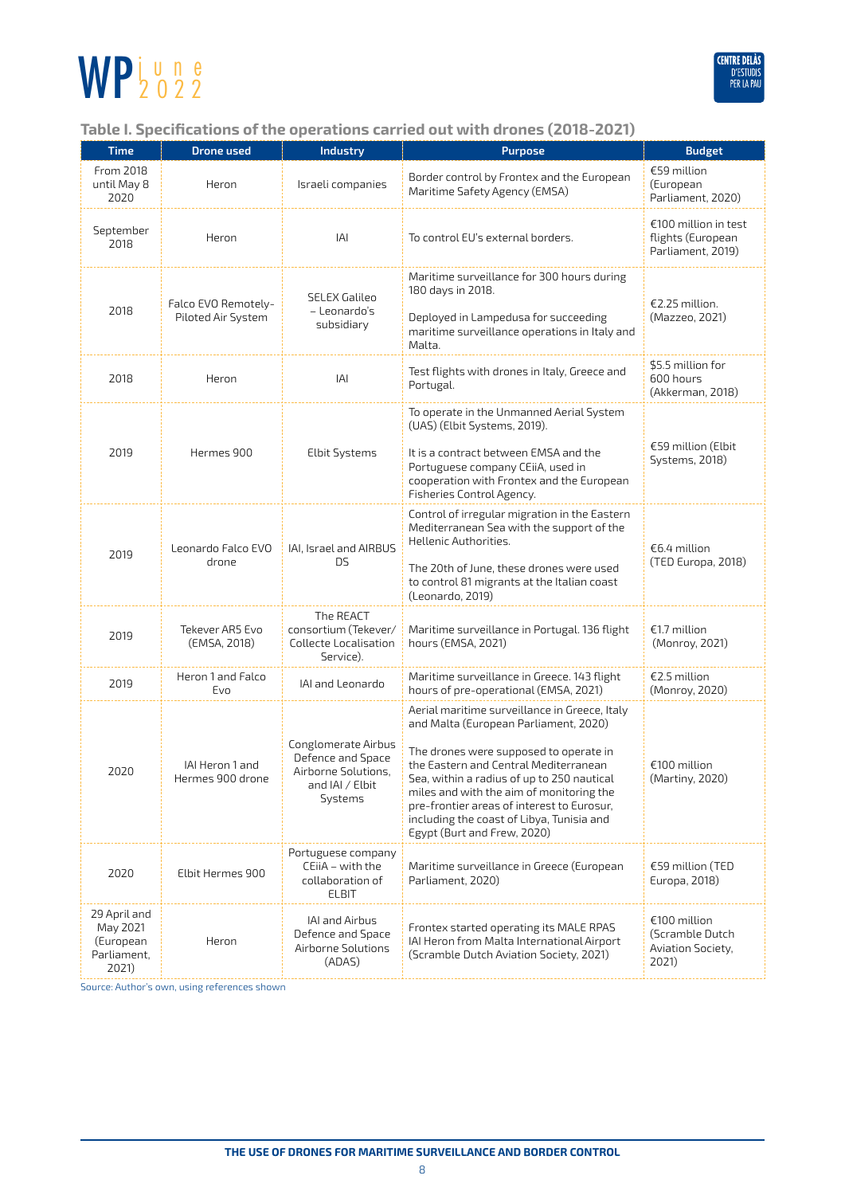## Table I. Specifications of the operations carried out with drones (2018-2021)

| Time | Drone used | Industry | Purpose | Budget |
|---|---|---|---|---|
| From 2018 until May 8 2020 | Heron | Israeli companies | Border control by Frontex and the European Maritime Safety Agency (EMSA) | €59 million (European Parliament, 2020) |
| September 2018 | Heron | IAI | To control EU's external borders. | €100 million in test flights (European Parliament, 2019) |
| 2018 | Falco EVO Remotely-Piloted Air System | SELEX Galileo – Leonardo's subsidiary | Maritime surveillance for 300 hours during 180 days in 2018.<br><br>Deployed in Lampedusa for succeeding maritime surveillance operations in Italy and Malta. | €2.25 million. (Mazzeo, 2021) |
| 2018 | Heron | IAI | Test flights with drones in Italy, Greece and Portugal. | $5.5 million for 600 hours (Akkerman, 2018) |
| 2019 | Hermes 900 | Elbit Systems | To operate in the Unmanned Aerial System (UAS) (Elbit Systems, 2019).<br><br>It is a contract between EMSA and the Portuguese company CEiiA, used in cooperation with Frontex and the European Fisheries Control Agency. | €59 million (Elbit Systems, 2018) |
| 2019 | Leonardo Falco EVO drone | IAI, Israel and AIRBUS DS | Control of irregular migration in the Eastern Mediterranean Sea with the support of the Hellenic Authorities.<br><br>The 20th of June, these drones were used to control 81 migrants at the Italian coast (Leonardo, 2019) | €6.4 million (TED Europa, 2018) |
| 2019 | Tekever AR5 Evo (EMSA, 2018) | The REACT consortium (Tekever/ Collecte Localisation Service). | Maritime surveillance in Portugal. 136 flight hours (EMSA, 2021) | €1.7 million (Monroy, 2021) |
| 2019 | Heron 1 and Falco Evo | IAI and Leonardo | Maritime surveillance in Greece. 143 flight hours of pre-operational (EMSA, 2021) | €2.5 million (Monroy, 2020) |
| 2020 | IAI Heron 1 and Hermes 900 drone | Conglomerate Airbus Defence and Space Airborne Solutions, and IAI / Elbit Systems | Aerial maritime surveillance in Greece, Italy and Malta (European Parliament, 2020)<br><br>The drones were supposed to operate in the Eastern and Central Mediterranean Sea, within a radius of up to 250 nautical miles and with the aim of monitoring the pre-frontier areas of interest to Eurosur, including the coast of Libya, Tunisia and Egypt (Burt and Frew, 2020) | €100 million (Martiny, 2020) |
| 2020 | Elbit Hermes 900 | Portuguese company CEiiA – with the collaboration of ELBIT | Maritime surveillance in Greece (European Parliament, 2020) | €59 million (TED Europa, 2018) |
| 29 April and May 2021 (European Parliament, 2021) | Heron | IAI and Airbus Defence and Space Airborne Solutions (ADAS) | Frontex started operating its MALE RPAS IAI Heron from Malta International Airport (Scramble Dutch Aviation Society, 2021) | €100 million (Scramble Dutch Aviation Society, 2021) |

Source: Author's own, using references shown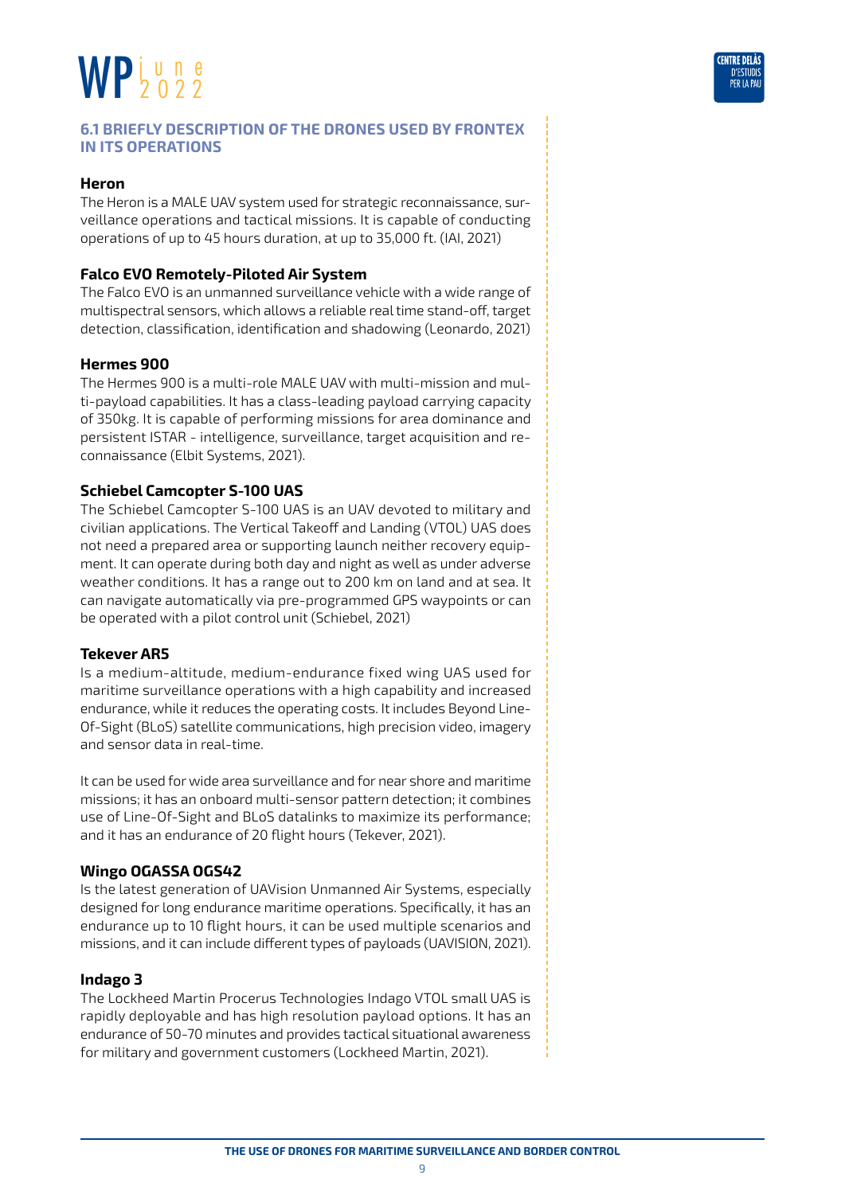### 6.1 BRIEFLY DESCRIPTION OF THE DRONES USED BY FRONTEX IN ITS OPERATIONS

**Heron**

The Heron is a MALE UAV system used for strategic reconnaissance, surveillance operations and tactical missions. It is capable of conducting operations of up to 45 hours duration, at up to 35,000 ft. (IAI, 2021)

**Falco EVO Remotely-Piloted Air System**

The Falco EVO is an unmanned surveillance vehicle with a wide range of multispectral sensors, which allows a reliable real time stand-off, target detection, classification, identification and shadowing (Leonardo, 2021)

**Hermes 900**

The Hermes 900 is a multi-role MALE UAV with multi-mission and multi-payload capabilities. It has a class-leading payload carrying capacity of 350kg. It is capable of performing missions for area dominance and persistent ISTAR - intelligence, surveillance, target acquisition and reconnaissance (Elbit Systems, 2021).

**Schiebel Camcopter S-100 UAS**

The Schiebel Camcopter S-100 UAS is an UAV devoted to military and civilian applications. The Vertical Takeoff and Landing (VTOL) UAS does not need a prepared area or supporting launch neither recovery equipment. It can operate during both day and night as well as under adverse weather conditions. It has a range out to 200 km on land and at sea. It can navigate automatically via pre-programmed GPS waypoints or can be operated with a pilot control unit (Schiebel, 2021)

**Tekever AR5**

Is a medium-altitude, medium-endurance fixed wing UAS used for maritime surveillance operations with a high capability and increased endurance, while it reduces the operating costs. It includes Beyond Line-Of-Sight (BLoS) satellite communications, high precision video, imagery and sensor data in real-time.

It can be used for wide area surveillance and for near shore and maritime missions; it has an onboard multi-sensor pattern detection; it combines use of Line-Of-Sight and BLoS datalinks to maximize its performance; and it has an endurance of 20 flight hours (Tekever, 2021).

**Wingo OGASSA OGS42**

Is the latest generation of UAVision Unmanned Air Systems, especially designed for long endurance maritime operations. Specifically, it has an endurance up to 10 flight hours, it can be used multiple scenarios and missions, and it can include different types of payloads (UAVISION, 2021).

**Indago 3**

The Lockheed Martin Procerus Technologies Indago VTOL small UAS is rapidly deployable and has high resolution payload options. It has an endurance of 50-70 minutes and provides tactical situational awareness for military and government customers (Lockheed Martin, 2021).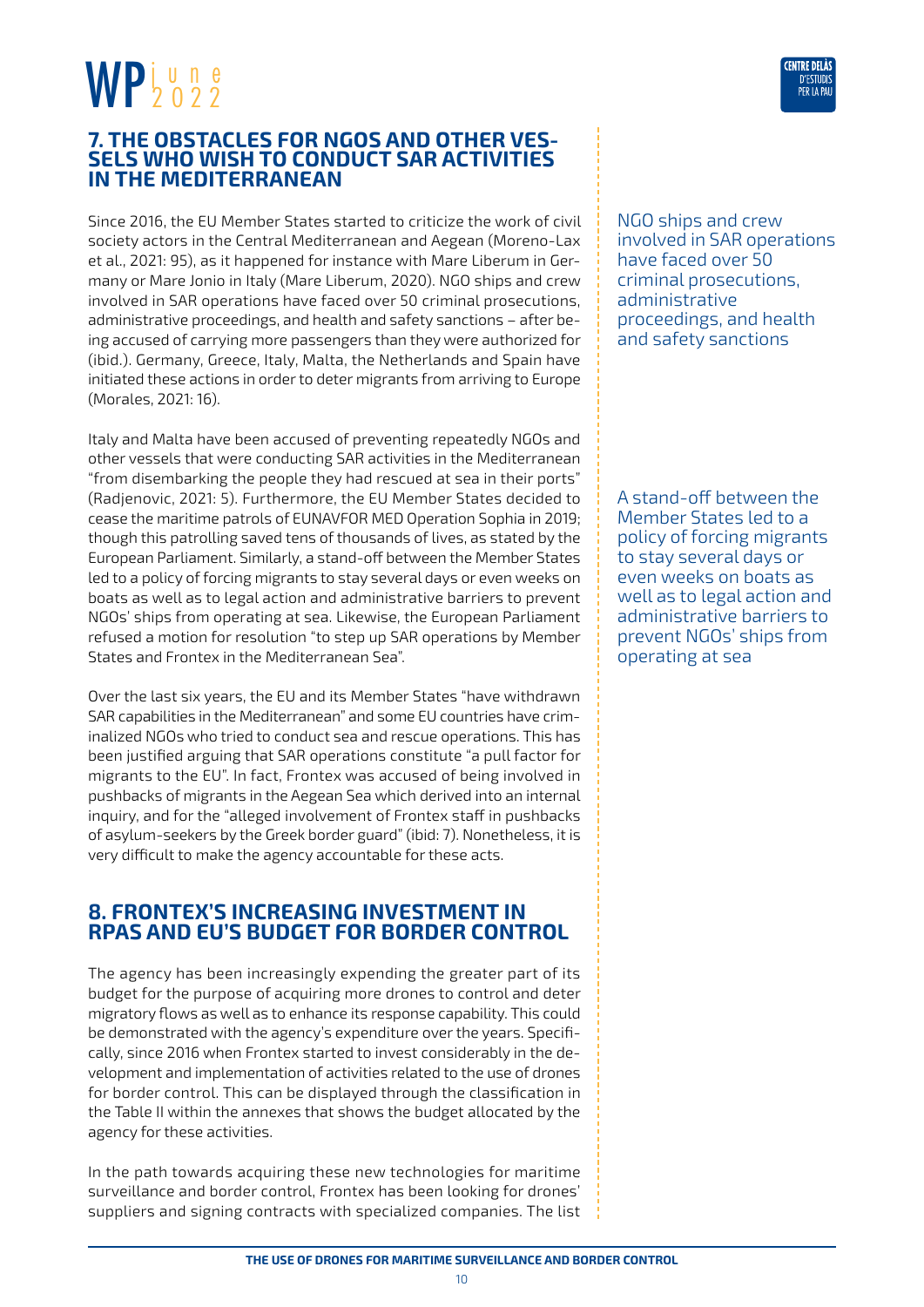## 7. THE OBSTACLES FOR NGOS AND OTHER VESSELS WHO WISH TO CONDUCT SAR ACTIVITIES IN THE MEDITERRANEAN

Since 2016, the EU Member States started to criticize the work of civil society actors in the Central Mediterranean and Aegean (Moreno-Lax et al., 2021: 95), as it happened for instance with Mare Liberum in Germany or Mare Jonio in Italy (Mare Liberum, 2020). NGO ships and crew involved in SAR operations have faced over 50 criminal prosecutions, administrative proceedings, and health and safety sanctions – after being accused of carrying more passengers than they were authorized for (ibid.). Germany, Greece, Italy, Malta, the Netherlands and Spain have initiated these actions in order to deter migrants from arriving to Europe (Morales, 2021: 16).

NGO ships and crew involved in SAR operations have faced over 50 criminal prosecutions, administrative proceedings, and health and safety sanctions

Italy and Malta have been accused of preventing repeatedly NGOs and other vessels that were conducting SAR activities in the Mediterranean "from disembarking the people they had rescued at sea in their ports" (Radjenovic, 2021: 5). Furthermore, the EU Member States decided to cease the maritime patrols of EUNAVFOR MED Operation Sophia in 2019; though this patrolling saved tens of thousands of lives, as stated by the European Parliament. Similarly, a stand-off between the Member States led to a policy of forcing migrants to stay several days or even weeks on boats as well as to legal action and administrative barriers to prevent NGOs' ships from operating at sea. Likewise, the European Parliament refused a motion for resolution "to step up SAR operations by Member States and Frontex in the Mediterranean Sea".

A stand-off between the Member States led to a policy of forcing migrants to stay several days or even weeks on boats as well as to legal action and administrative barriers to prevent NGOs' ships from operating at sea

Over the last six years, the EU and its Member States "have withdrawn SAR capabilities in the Mediterranean" and some EU countries have criminalized NGOs who tried to conduct sea and rescue operations. This has been justified arguing that SAR operations constitute "a pull factor for migrants to the EU". In fact, Frontex was accused of being involved in pushbacks of migrants in the Aegean Sea which derived into an internal inquiry, and for the "alleged involvement of Frontex staff in pushbacks of asylum-seekers by the Greek border guard" (ibid: 7). Nonetheless, it is very difficult to make the agency accountable for these acts.

## 8. FRONTEX'S INCREASING INVESTMENT IN RPAS AND EU'S BUDGET FOR BORDER CONTROL

The agency has been increasingly expending the greater part of its budget for the purpose of acquiring more drones to control and deter migratory flows as well as to enhance its response capability. This could be demonstrated with the agency's expenditure over the years. Specifically, since 2016 when Frontex started to invest considerably in the development and implementation of activities related to the use of drones for border control. This can be displayed through the classification in the Table II within the annexes that shows the budget allocated by the agency for these activities.

In the path towards acquiring these new technologies for maritime surveillance and border control, Frontex has been looking for drones' suppliers and signing contracts with specialized companies. The list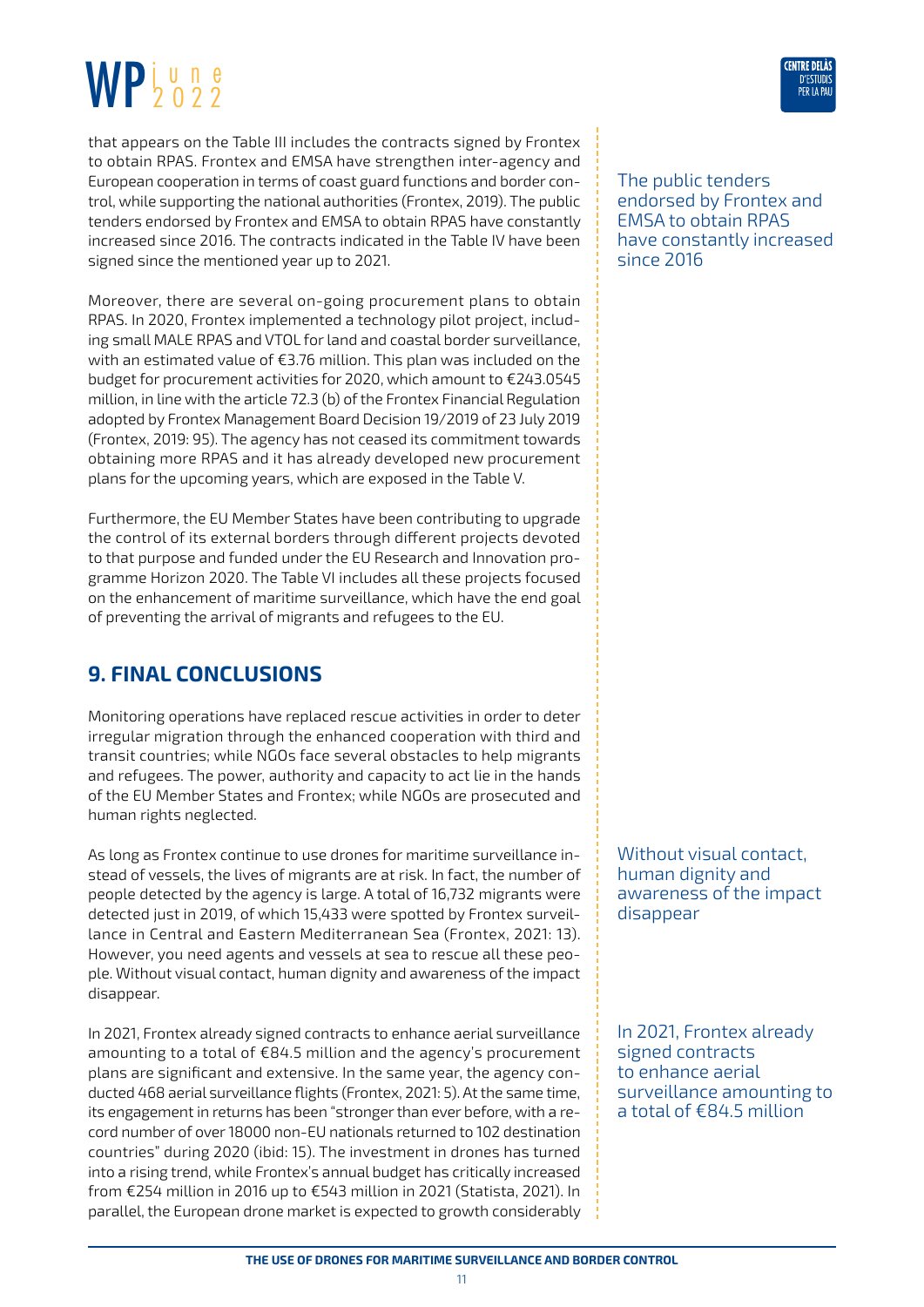that appears on the Table III includes the contracts signed by Frontex to obtain RPAS. Frontex and EMSA have strengthen inter-agency and European cooperation in terms of coast guard functions and border control, while supporting the national authorities (Frontex, 2019). The public tenders endorsed by Frontex and EMSA to obtain RPAS have constantly increased since 2016. The contracts indicated in the Table IV have been signed since the mentioned year up to 2021.

The public tenders endorsed by Frontex and EMSA to obtain RPAS have constantly increased since 2016

Moreover, there are several on-going procurement plans to obtain RPAS. In 2020, Frontex implemented a technology pilot project, including small MALE RPAS and VTOL for land and coastal border surveillance, with an estimated value of €3.76 million. This plan was included on the budget for procurement activities for 2020, which amount to €243.0545 million, in line with the article 72.3 (b) of the Frontex Financial Regulation adopted by Frontex Management Board Decision 19/2019 of 23 July 2019 (Frontex, 2019: 95). The agency has not ceased its commitment towards obtaining more RPAS and it has already developed new procurement plans for the upcoming years, which are exposed in the Table V.

Furthermore, the EU Member States have been contributing to upgrade the control of its external borders through different projects devoted to that purpose and funded under the EU Research and Innovation programme Horizon 2020. The Table VI includes all these projects focused on the enhancement of maritime surveillance, which have the end goal of preventing the arrival of migrants and refugees to the EU.

## 9. FINAL CONCLUSIONS

Monitoring operations have replaced rescue activities in order to deter irregular migration through the enhanced cooperation with third and transit countries; while NGOs face several obstacles to help migrants and refugees. The power, authority and capacity to act lie in the hands of the EU Member States and Frontex; while NGOs are prosecuted and human rights neglected.

As long as Frontex continue to use drones for maritime surveillance instead of vessels, the lives of migrants are at risk. In fact, the number of people detected by the agency is large. A total of 16,732 migrants were detected just in 2019, of which 15,433 were spotted by Frontex surveillance in Central and Eastern Mediterranean Sea (Frontex, 2021: 13). However, you need agents and vessels at sea to rescue all these people. Without visual contact, human dignity and awareness of the impact disappear.

Without visual contact, human dignity and awareness of the impact disappear

In 2021, Frontex already signed contracts to enhance aerial surveillance amounting to a total of €84.5 million and the agency's procurement plans are significant and extensive. In the same year, the agency conducted 468 aerial surveillance flights (Frontex, 2021: 5). At the same time, its engagement in returns has been "stronger than ever before, with a record number of over 18000 non-EU nationals returned to 102 destination countries" during 2020 (ibid: 15). The investment in drones has turned into a rising trend, while Frontex's annual budget has critically increased from €254 million in 2016 up to €543 million in 2021 (Statista, 2021). In parallel, the European drone market is expected to growth considerably

In 2021, Frontex already signed contracts to enhance aerial surveillance amounting to a total of €84.5 million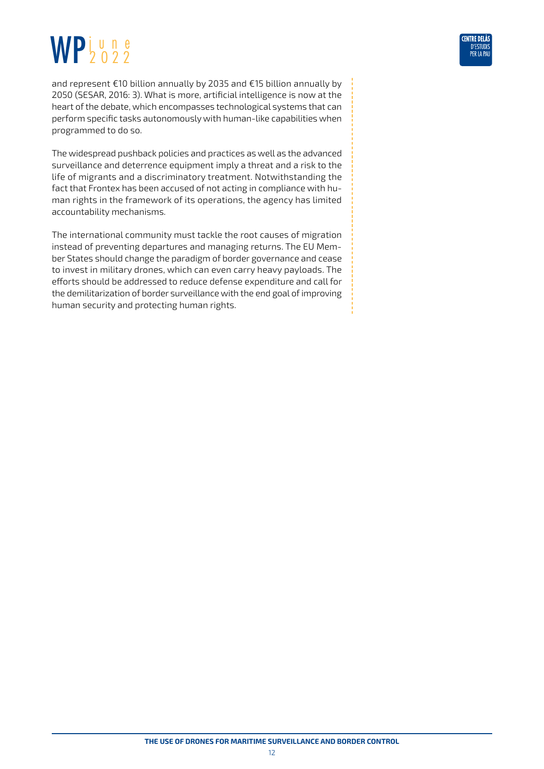and represent €10 billion annually by 2035 and €15 billion annually by 2050 (SESAR, 2016: 3). What is more, artificial intelligence is now at the heart of the debate, which encompasses technological systems that can perform specific tasks autonomously with human-like capabilities when programmed to do so.

The widespread pushback policies and practices as well as the advanced surveillance and deterrence equipment imply a threat and a risk to the life of migrants and a discriminatory treatment. Notwithstanding the fact that Frontex has been accused of not acting in compliance with human rights in the framework of its operations, the agency has limited accountability mechanisms.

The international community must tackle the root causes of migration instead of preventing departures and managing returns. The EU Member States should change the paradigm of border governance and cease to invest in military drones, which can even carry heavy payloads. The efforts should be addressed to reduce defense expenditure and call for the demilitarization of border surveillance with the end goal of improving human security and protecting human rights.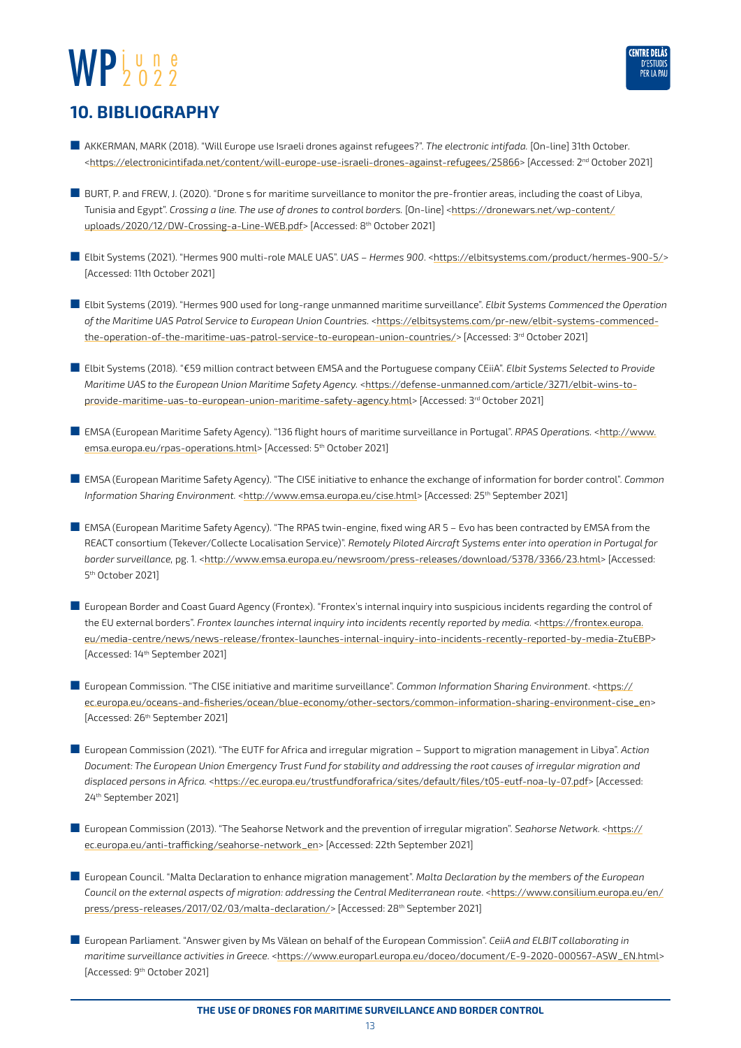## 10. BIBLIOGRAPHY

- AKKERMAN, MARK (2018). "Will Europe use Israeli drones against refugees?". *The electronic intifada.* [On-line] 31th October. <https://electronicintifada.net/content/will-europe-use-israeli-drones-against-refugees/25866> [Accessed: 2nd October 2021]

- BURT, P. and FREW, J. (2020). "Drone s for maritime surveillance to monitor the pre-frontier areas, including the coast of Libya, Tunisia and Egypt". *Crossing a line. The use of drones to control borders.* [On-line] <https://dronewars.net/wp-content/uploads/2020/12/DW-Crossing-a-Line-WEB.pdf> [Accessed: 8th October 2021]

- Elbit Systems (2021). "Hermes 900 multi-role MALE UAS". *UAS – Hermes 900*. <https://elbitsystems.com/product/hermes-900-5/> [Accessed: 11th October 2021]

- Elbit Systems (2019). "Hermes 900 used for long-range unmanned maritime surveillance". *Elbit Systems Commenced the Operation of the Maritime UAS Patrol Service to European Union Countries.* <https://elbitsystems.com/pr-new/elbit-systems-commenced-the-operation-of-the-maritime-uas-patrol-service-to-european-union-countries/> [Accessed: 3rd October 2021]

- Elbit Systems (2018). "€59 million contract between EMSA and the Portuguese company CEiiA". *Elbit Systems Selected to Provide Maritime UAS to the European Union Maritime Safety Agency.* <https://defense-unmanned.com/article/3271/elbit-wins-to-provide-maritime-uas-to-european-union-maritime-safety-agency.html> [Accessed: 3rd October 2021]

- EMSA (European Maritime Safety Agency). "136 flight hours of maritime surveillance in Portugal". *RPAS Operations.* <http://www.emsa.europa.eu/rpas-operations.html> [Accessed: 5th October 2021]

- EMSA (European Maritime Safety Agency). "The CISE initiative to enhance the exchange of information for border control". *Common Information Sharing Environment.* <http://www.emsa.europa.eu/cise.html> [Accessed: 25th September 2021]

- EMSA (European Maritime Safety Agency). "The RPAS twin-engine, fixed wing AR 5 – Evo has been contracted by EMSA from the REACT consortium (Tekever/Collecte Localisation Service)". *Remotely Piloted Aircraft Systems enter into operation in Portugal for border surveillance*, pg. 1. <http://www.emsa.europa.eu/newsroom/press-releases/download/5378/3366/23.html> [Accessed: 5th October 2021]

- European Border and Coast Guard Agency (Frontex). "Frontex's internal inquiry into suspicious incidents regarding the control of the EU external borders". *Frontex launches internal inquiry into incidents recently reported by media.* <https://frontex.europa.eu/media-centre/news/news-release/frontex-launches-internal-inquiry-into-incidents-recently-reported-by-media-ZtuEBP> [Accessed: 14th September 2021]

- European Commission. "The CISE initiative and maritime surveillance". *Common Information Sharing Environment*. <https://ec.europa.eu/oceans-and-fisheries/ocean/blue-economy/other-sectors/common-information-sharing-environment-cise_en> [Accessed: 26th September 2021]

- European Commission (2021). "The EUTF for Africa and irregular migration – Support to migration management in Libya". *Action Document: The European Union Emergency Trust Fund for stability and addressing the root causes of irregular migration and displaced persons in Africa.* <https://ec.europa.eu/trustfundforafrica/sites/default/files/t05-eutf-noa-ly-07.pdf> [Accessed: 24th September 2021]

- European Commission (2013). "The Seahorse Network and the prevention of irregular migration". *Seahorse Network.* <https://ec.europa.eu/anti-trafficking/seahorse-network_en> [Accessed: 22th September 2021]

- European Council. "Malta Declaration to enhance migration management". *Malta Declaration by the members of the European Council on the external aspects of migration: addressing the Central Mediterranean route*. <https://www.consilium.europa.eu/en/press/press-releases/2017/02/03/malta-declaration/> [Accessed: 28th September 2021]

- European Parliament. "Answer given by Ms Vălean on behalf of the European Commission". *CeiiA and ELBIT collaborating in maritime surveillance activities in Greece.* <https://www.europarl.europa.eu/doceo/document/E-9-2020-000567-ASW_EN.html> [Accessed: 9th October 2021]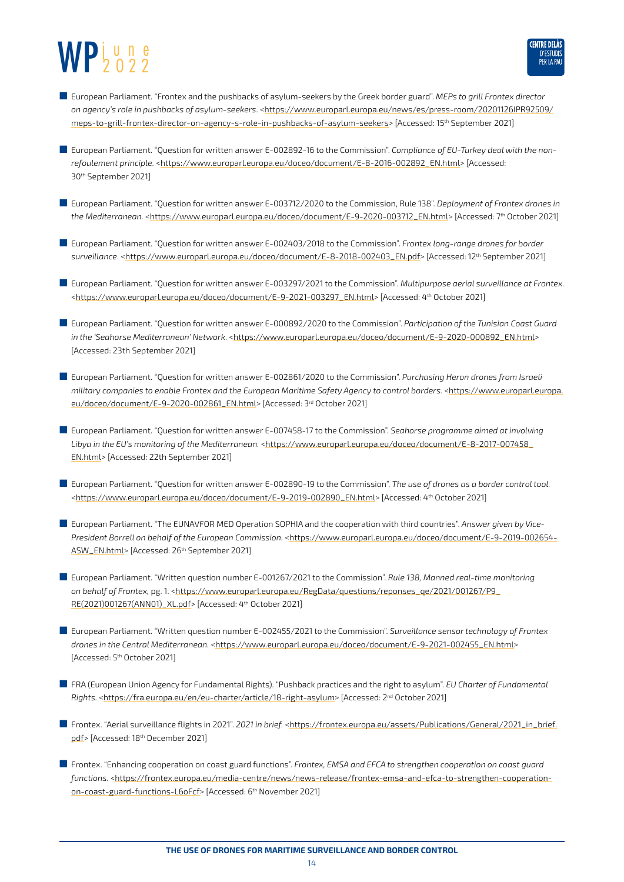- European Parliament. "Frontex and the pushbacks of asylum-seekers by the Greek border guard". *MEPs to grill Frontex director on agency's role in pushbacks of asylum-seekers*. <https://www.europarl.europa.eu/news/es/press-room/20201126IPR92509/meps-to-grill-frontex-director-on-agency-s-role-in-pushbacks-of-asylum-seekers> [Accessed: 15th September 2021]

- European Parliament. "Question for written answer E-002892-16 to the Commission". *Compliance of EU-Turkey deal with the non-refoulement principle*. <https://www.europarl.europa.eu/doceo/document/E-8-2016-002892_EN.html> [Accessed: 30th September 2021]

- European Parliament. "Question for written answer E-003712/2020 to the Commission, Rule 138". *Deployment of Frontex drones in the Mediterranean*. <https://www.europarl.europa.eu/doceo/document/E-9-2020-003712_EN.html> [Accessed: 7th October 2021]

- European Parliament. "Question for written answer E-002403/2018 to the Commission". *Frontex long-range drones for border surveillance*. <https://www.europarl.europa.eu/doceo/document/E-8-2018-002403_EN.pdf> [Accessed: 12th September 2021]

- European Parliament. "Question for written answer E-003297/2021 to the Commission". *Multipurpose aerial surveillance at Frontex*. <https://www.europarl.europa.eu/doceo/document/E-9-2021-003297_EN.html> [Accessed: 4th October 2021]

- European Parliament. "Question for written answer E-000892/2020 to the Commission". *Participation of the Tunisian Coast Guard in the 'Seahorse Mediterranean' Network*. <https://www.europarl.europa.eu/doceo/document/E-9-2020-000892_EN.html> [Accessed: 23th September 2021]

- European Parliament. "Question for written answer E-002861/2020 to the Commission". *Purchasing Heron drones from Israeli military companies to enable Frontex and the European Maritime Safety Agency to control borders*. <https://www.europarl.europa.eu/doceo/document/E-9-2020-002861_EN.html> [Accessed: 3rd October 2021]

- European Parliament. "Question for written answer E-007458-17 to the Commission". *Seahorse programme aimed at involving Libya in the EU's monitoring of the Mediterranean*. <https://www.europarl.europa.eu/doceo/document/E-8-2017-007458_EN.html> [Accessed: 22th September 2021]

- European Parliament. "Question for written answer E-002890-19 to the Commission". *The use of drones as a border control tool*. <https://www.europarl.europa.eu/doceo/document/E-9-2019-002890_EN.html> [Accessed: 4th October 2021]

- European Parliament. "The EUNAVFOR MED Operation SOPHIA and the cooperation with third countries". *Answer given by Vice-President Borrell on behalf of the European Commission*. <https://www.europarl.europa.eu/doceo/document/E-9-2019-002654-ASW_EN.html> [Accessed: 26th September 2021]

- European Parliament. "Written question number E-001267/2021 to the Commission". *Rule 138, Manned real-time monitoring on behalf of Frontex*, pg. 1. <https://www.europarl.europa.eu/RegData/questions/reponses_qe/2021/001267/P9_RE(2021)001267(ANN01)_XL.pdf> [Accessed: 4th October 2021]

- European Parliament. "Written question number E-002455/2021 to the Commission". *Surveillance sensor technology of Frontex drones in the Central Mediterranean*. <https://www.europarl.europa.eu/doceo/document/E-9-2021-002455_EN.html> [Accessed: 5th October 2021]

- FRA (European Union Agency for Fundamental Rights). "Pushback practices and the right to asylum". *EU Charter of Fundamental Rights*. <https://fra.europa.eu/en/eu-charter/article/18-right-asylum> [Accessed: 2nd October 2021]

- Frontex. "Aerial surveillance flights in 2021". *2021 in brief*. <https://frontex.europa.eu/assets/Publications/General/2021_in_brief.pdf> [Accessed: 18th December 2021]

- Frontex. "Enhancing cooperation on coast guard functions". *Frontex, EMSA and EFCA to strengthen cooperation on coast guard functions*. <https://frontex.europa.eu/media-centre/news/news-release/frontex-emsa-and-efca-to-strengthen-cooperation-on-coast-guard-functions-L6oFcf> [Accessed: 6th November 2021]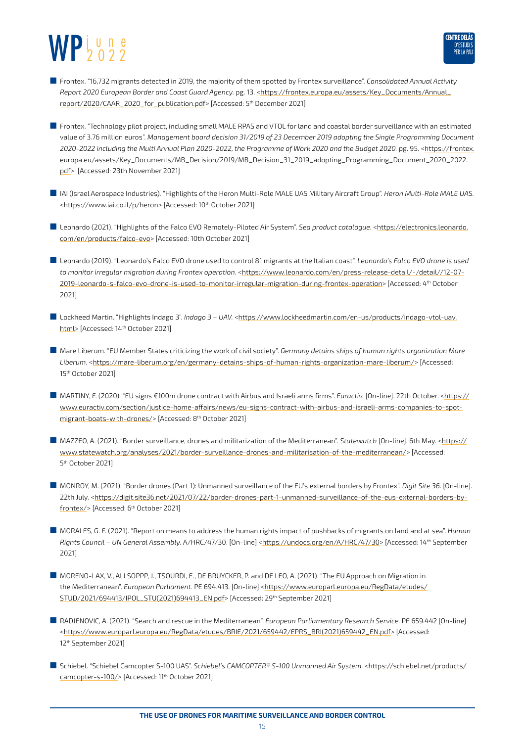- Frontex. "16,732 migrants detected in 2019, the majority of them spotted by Frontex surveillance". *Consolidated Annual Activity Report 2020 European Border and Coast Guard Agency.* pg. 13. <https://frontex.europa.eu/assets/Key_Documents/Annual_report/2020/CAAR_2020_for_publication.pdf> [Accessed: 5th December 2021]

- Frontex. "Technology pilot project, including small MALE RPAS and VTOL for land and coastal border surveillance with an estimated value of 3.76 million euros". *Management board decision 31/2019 of 23 December 2019 adopting the Single Programming Document 2020-2022 including the Multi Annual Plan 2020-2022, the Programme of Work 2020 and the Budget 2020.* pg. 95. <https://frontex.europa.eu/assets/Key_Documents/MB_Decision/2019/MB_Decision_31_2019_adopting_Programming_Document_2020_2022.pdf> [Accessed: 23th November 2021]

- IAI (Israel Aerospace Industries). "Highlights of the Heron Multi-Role MALE UAS Military Aircraft Group". *Heron Multi-Role MALE UAS.* <https://www.iai.co.il/p/heron> [Accessed: 10th October 2021]

- Leonardo (2021). "Highlights of the Falco EVO Remotely-Piloted Air System". *Sea product catalogue.* <https://electronics.leonardo.com/en/products/falco-evo> [Accessed: 10th October 2021]

- Leonardo (2019). "Leonardo's Falco EVO drone used to control 81 migrants at the Italian coast". *Leonardo's Falco EVO drone is used to monitor irregular migration during Frontex operation.* <https://www.leonardo.com/en/press-release-detail/-/detail//12-07-2019-leonardo-s-falco-evo-drone-is-used-to-monitor-irregular-migration-during-frontex-operation> [Accessed: 4th October 2021]

- Lockheed Martin. "Highlights Indago 3". *Indago 3 – UAV.* <https://www.lockheedmartin.com/en-us/products/indago-vtol-uav.html> [Accessed: 14th October 2021]

- Mare Liberum. "EU Member States criticizing the work of civil society". *Germany detains ships of human rights organization Mare Liberum.* <https://mare-liberum.org/en/germany-detains-ships-of-human-rights-organization-mare-liberum/> [Accessed: 15th October 2021]

- MARTINY, F. (2020). "EU signs €100m drone contract with Airbus and Israeli arms firms". *Euractiv.* [On-line]. 22th October. <https://www.euractiv.com/section/justice-home-affairs/news/eu-signs-contract-with-airbus-and-israeli-arms-companies-to-spot-migrant-boats-with-drones/> [Accessed: 8th October 2021]

- MAZZEO, A. (2021). "Border surveillance, drones and militarization of the Mediterranean". *Statewatch* [On-line]. 6th May. <https://www.statewatch.org/analyses/2021/border-surveillance-drones-and-militarisation-of-the-mediterranean/> [Accessed: 5th October 2021]

- MONROY, M. (2021). "Border drones (Part 1): Unmanned surveillance of the EU's external borders by Frontex". *Digit Site 36.* [On-line]. 22th July. <https://digit.site36.net/2021/07/22/border-drones-part-1-unmanned-surveillance-of-the-eus-external-borders-by-frontex/> [Accessed: 6th October 2021]

- MORALES, G. F. (2021). "Report on means to address the human rights impact of pushbacks of migrants on land and at sea". *Human Rights Council – UN General Assembly.* A/HRC/47/30. [On-line] <https://undocs.org/en/A/HRC/47/30> [Accessed: 14th September 2021]

- MORENO-LAX, V., ALLSOPPP, J., TSOURDI, E., DE BRUYCKER, P. and DE LEO, A. (2021). "The EU Approach on Migration in the Mediterranean". *European Parliament.* PE 694.413. [On-line] <https://www.europarl.europa.eu/RegData/etudes/STUD/2021/694413/IPOL_STU(2021)694413_EN.pdf> [Accessed: 29th September 2021]

- RADJENOVIC, A. (2021). "Search and rescue in the Mediterranean". *European Parliamentary Research Service.* PE 659.442 [On-line] <https://www.europarl.europa.eu/RegData/etudes/BRIE/2021/659442/EPRS_BRI(2021)659442_EN.pdf> [Accessed: 12th September 2021]

- Schiebel. "Schiebel Camcopter S-100 UAS". *Schiebel's CAMCOPTER® S-100 Unmanned Air System.* <https://schiebel.net/products/camcopter-s-100/> [Accessed: 11th October 2021]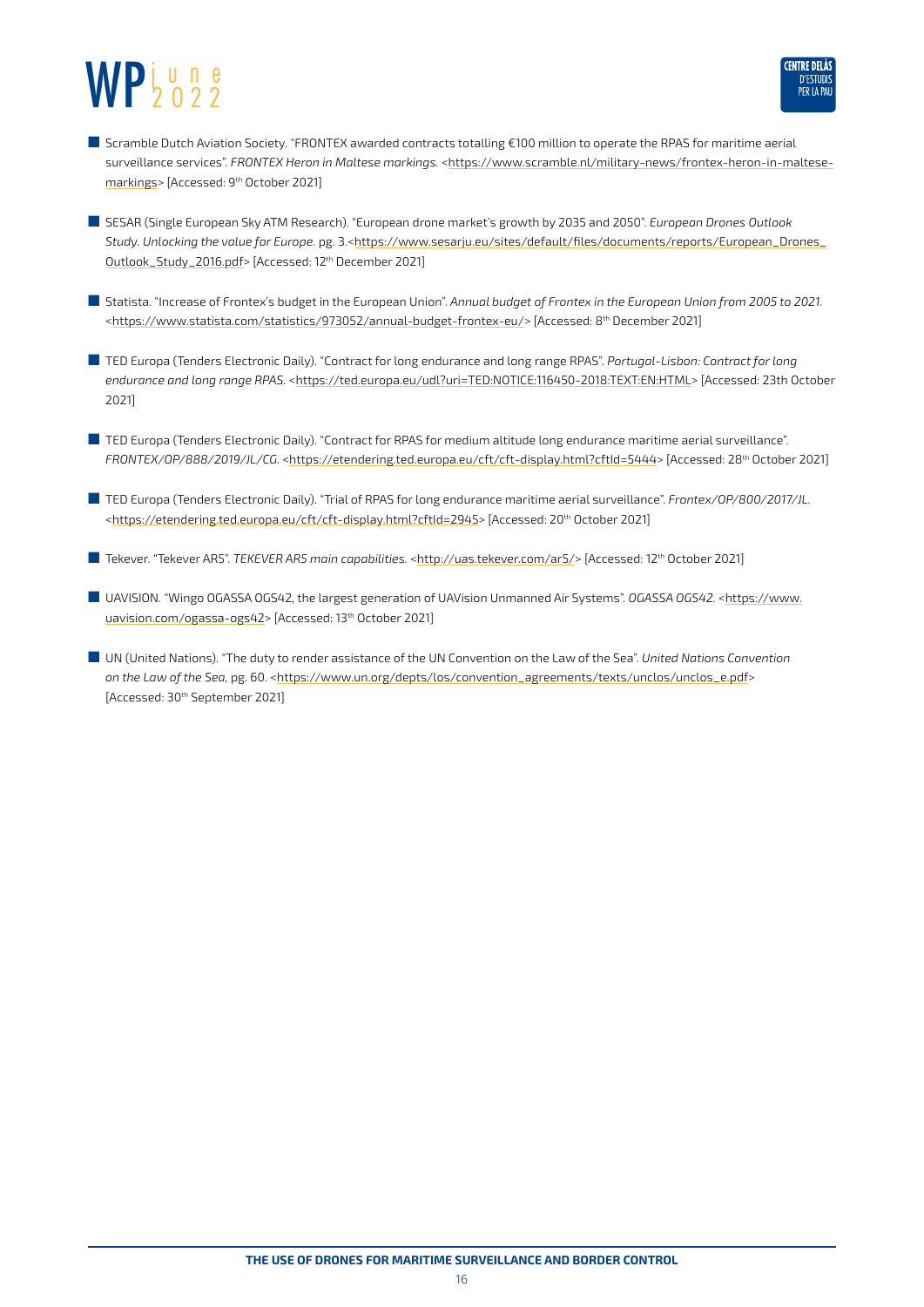- Scramble Dutch Aviation Society. "FRONTEX awarded contracts totalling €100 million to operate the RPAS for maritime aerial surveillance services". *FRONTEX Heron in Maltese markings.* <https://www.scramble.nl/military-news/frontex-heron-in-maltese-markings> [Accessed: 9th October 2021]

- SESAR (Single European Sky ATM Research). "European drone market's growth by 2035 and 2050". *European Drones Outlook Study. Unlocking the value for Europe.* pg. 3.<https://www.sesarju.eu/sites/default/files/documents/reports/European_Drones_Outlook_Study_2016.pdf> [Accessed: 12th December 2021]

- Statista. "Increase of Frontex's budget in the European Union". *Annual budget of Frontex in the European Union from 2005 to 2021.* <https://www.statista.com/statistics/973052/annual-budget-frontex-eu/> [Accessed: 8th December 2021]

- TED Europa (Tenders Electronic Daily). "Contract for long endurance and long range RPAS". *Portugal-Lisbon: Contract for long endurance and long range RPAS.* <https://ted.europa.eu/udl?uri=TED:NOTICE:116450-2018:TEXT:EN:HTML> [Accessed: 23th October 2021]

- TED Europa (Tenders Electronic Daily). "Contract for RPAS for medium altitude long endurance maritime aerial surveillance". *FRONTEX/OP/888/2019/JL/CG.* <https://etendering.ted.europa.eu/cft/cft-display.html?cftId=5444> [Accessed: 28th October 2021]

- TED Europa (Tenders Electronic Daily). "Trial of RPAS for long endurance maritime aerial surveillance". *Frontex/OP/800/2017/JL.* <https://etendering.ted.europa.eu/cft/cft-display.html?cftId=2945> [Accessed: 20th October 2021]

- Tekever. "Tekever AR5". *TEKEVER AR5 main capabilities.* <http://uas.tekever.com/ar5/> [Accessed: 12th October 2021]

- UAVISION. "Wingo OGASSA OGS42, the largest generation of UAVision Unmanned Air Systems". *OGASSA OGS42.* <https://www.uavision.com/ogassa-ogs42> [Accessed: 13th October 2021]

- UN (United Nations). "The duty to render assistance of the UN Convention on the Law of the Sea". *United Nations Convention on the Law of the Sea*, pg. 60. <https://www.un.org/depts/los/convention_agreements/texts/unclos/unclos_e.pdf> [Accessed: 30th September 2021]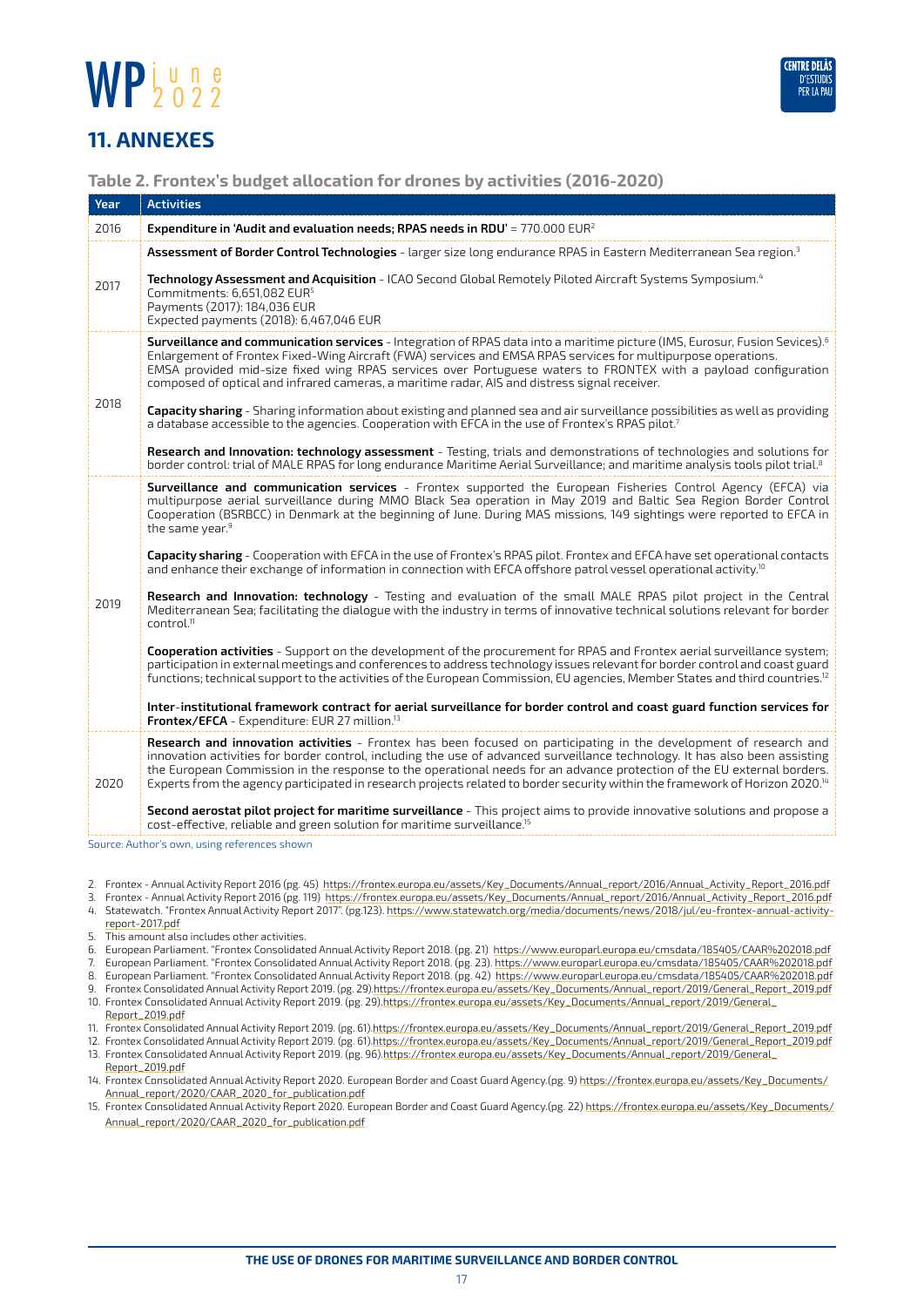## 11. ANNEXES

### Table 2. Frontex's budget allocation for drones by activities (2016-2020)

| Year | Activities |
|---|---|
| 2016 | **Expenditure in 'Audit and evaluation needs; RPAS needs in RDU'** = 770.000 EUR[2] |
| 2017 | **Assessment of Border Control Technologies** - larger size long endurance RPAS in Eastern Mediterranean Sea region.[3]<br><br>**Technology Assessment and Acquisition** - ICAO Second Global Remotely Piloted Aircraft Systems Symposium.[4]<br>Commitments: 6,651,082 EUR[5]<br>Payments (2017): 184,036 EUR<br>Expected payments (2018): 6,467,046 EUR |
| 2018 | **Surveillance and communication services** - Integration of RPAS data into a maritime picture (IMS, Eurosur, Fusion Sevices).[6] Enlargement of Frontex Fixed-Wing Aircraft (FWA) services and EMSA RPAS services for multipurpose operations. EMSA provided mid-size fixed wing RPAS services over Portuguese waters to FRONTEX with a payload configuration composed of optical and infrared cameras, a maritime radar, AIS and distress signal receiver.<br><br>**Capacity sharing** - Sharing information about existing and planned sea and air surveillance possibilities as well as providing a database accessible to the agencies. Cooperation with EFCA in the use of Frontex's RPAS pilot.[7]<br><br>**Research and Innovation: technology assessment** - Testing, trials and demonstrations of technologies and solutions for border control: trial of MALE RPAS for long endurance Maritime Aerial Surveillance; and maritime analysis tools pilot trial.[8] |
| 2019 | **Surveillance and communication services** - Frontex supported the European Fisheries Control Agency (EFCA) via multipurpose aerial surveillance during MMO Black Sea operation in May 2019 and Baltic Sea Region Border Control Cooperation (BSRBCC) in Denmark at the beginning of June. During MAS missions, 149 sightings were reported to EFCA in the same year.[9]<br><br>**Capacity sharing** - Cooperation with EFCA in the use of Frontex's RPAS pilot. Frontex and EFCA have set operational contacts and enhance their exchange of information in connection with EFCA offshore patrol vessel operational activity.[10]<br><br>**Research and Innovation: technology** - Testing and evaluation of the small MALE RPAS pilot project in the Central Mediterranean Sea; facilitating the dialogue with the industry in terms of innovative technical solutions relevant for border control.[11]<br><br>**Cooperation activities** - Support on the development of the procurement for RPAS and Frontex aerial surveillance system; participation in external meetings and conferences to address technology issues relevant for border control and coast guard functions; technical support to the activities of the European Commission, EU agencies, Member States and third countries.[12]<br><br>**Inter-institutional framework contract for aerial surveillance for border control and coast guard function services for Frontex/EFCA** - Expenditure: EUR 27 million.[13] |
| 2020 | **Research and innovation activities** - Frontex has been focused on participating in the development of research and innovation activities for border control, including the use of advanced surveillance technology. It has also been assisting the European Commission in the response to the operational needs for an advance protection of the EU external borders. Experts from the agency participated in research projects related to border security within the framework of Horizon 2020.[14]<br><br>**Second aerostat pilot project for maritime surveillance** - This project aims to provide innovative solutions and propose a cost-effective, reliable and green solution for maritime surveillance.[15] |

Source: Author's own, using references shown

2. Frontex - Annual Activity Report 2016 (pg. 45) https://frontex.europa.eu/assets/Key_Documents/Annual_report/2016/Annual_Activity_Report_2016.pdf
3. Frontex - Annual Activity Report 2016 (pg. 119) https://frontex.europa.eu/assets/Key_Documents/Annual_report/2016/Annual_Activity_Report_2016.pdf
4. Statewatch. "Frontex Annual Activity Report 2017". (pg.123). https://www.statewatch.org/media/documents/news/2018/jul/eu-frontex-annual-activity-report-2017.pdf
5. This amount also includes other activities.
6. European Parliament. "Frontex Consolidated Annual Activity Report 2018. (pg. 21) https://www.europarl.europa.eu/cmsdata/185405/CAAR%202018.pdf
7. European Parliament. "Frontex Consolidated Annual Activity Report 2018. (pg. 23). https://www.europarl.europa.eu/cmsdata/185405/CAAR%202018.pdf
8. European Parliament. "Frontex Consolidated Annual Activity Report 2018. (pg. 42) https://www.europarl.europa.eu/cmsdata/185405/CAAR%202018.pdf
9. Frontex Consolidated Annual Activity Report 2019. (pg. 29).https://frontex.europa.eu/assets/Key_Documents/Annual_report/2019/General_Report_2019.pdf
10. Frontex Consolidated Annual Activity Report 2019. (pg. 29).https://frontex.europa.eu/assets/Key_Documents/Annual_report/2019/General_Report_2019.pdf
11. Frontex Consolidated Annual Activity Report 2019. (pg. 61).https://frontex.europa.eu/assets/Key_Documents/Annual_report/2019/General_Report_2019.pdf
12. Frontex Consolidated Annual Activity Report 2019. (pg. 61).https://frontex.europa.eu/assets/Key_Documents/Annual_report/2019/General_Report_2019.pdf
13. Frontex Consolidated Annual Activity Report 2019. (pg. 96).https://frontex.europa.eu/assets/Key_Documents/Annual_report/2019/General_Report_2019.pdf
14. Frontex Consolidated Annual Activity Report 2020. European Border and Coast Guard Agency.(pg. 9) https://frontex.europa.eu/assets/Key_Documents/Annual_report/2020/CAAR_2020_for_publication.pdf
15. Frontex Consolidated Annual Activity Report 2020. European Border and Coast Guard Agency.(pg. 22) https://frontex.europa.eu/assets/Key_Documents/Annual_report/2020/CAAR_2020_for_publication.pdf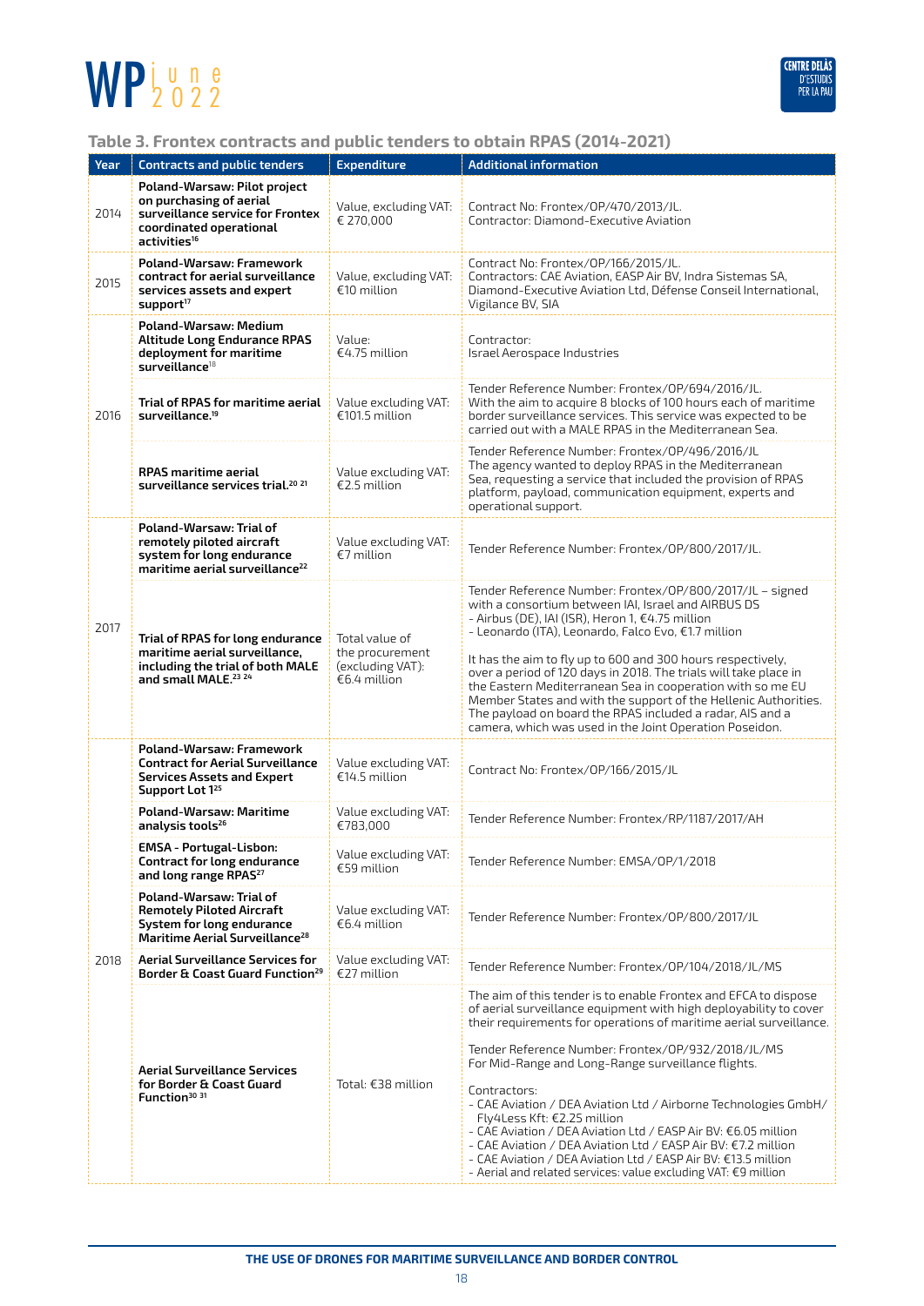### Table 3. Frontex contracts and public tenders to obtain RPAS (2014-2021)

| Year | Contracts and public tenders | Expenditure | Additional information |
|---|---|---|---|
| 2014 | **Poland-Warsaw: Pilot project on purchasing of aerial surveillance service for Frontex coordinated operational activities**[16] | Value, excluding VAT: € 270,000 | Contract No: Frontex/OP/470/2013/JL. Contractor: Diamond-Executive Aviation |
| 2015 | **Poland-Warsaw: Framework contract for aerial surveillance services assets and expert support**[17] | Value, excluding VAT: €10 million | Contract No: Frontex/OP/166/2015/JL. Contractors: CAE Aviation, EASP Air BV, Indra Sistemas SA, Diamond-Executive Aviation Ltd, Défense Conseil International, Vigilance BV, SIA |
| 2016 | **Poland-Warsaw: Medium Altitude Long Endurance RPAS deployment for maritime surveillance**[18] | Value: €4.75 million | Contractor: Israel Aerospace Industries |
| | **Trial of RPAS for maritime aerial surveillance.**[19] | Value excluding VAT: €101.5 million | Tender Reference Number: Frontex/OP/694/2016/JL. With the aim to acquire 8 blocks of 100 hours each of maritime border surveillance services. This service was expected to be carried out with a MALE RPAS in the Mediterranean Sea. |
| | **RPAS maritime aerial surveillance services trial.**[20 21] | Value excluding VAT: €2.5 million | Tender Reference Number: Frontex/OP/496/2016/JL The agency wanted to deploy RPAS in the Mediterranean Sea, requesting a service that included the provision of RPAS platform, payload, communication equipment, experts and operational support. |
| 2017 | **Poland-Warsaw: Trial of remotely piloted aircraft system for long endurance maritime aerial surveillance**[22] | Value excluding VAT: €7 million | Tender Reference Number: Frontex/OP/800/2017/JL. |
| | **Trial of RPAS for long endurance maritime aerial surveillance, including the trial of both MALE and small MALE.**[23 24] | Total value of the procurement (excluding VAT): €6.4 million | Tender Reference Number: Frontex/OP/800/2017/JL – signed with a consortium between IAI, Israel and AIRBUS DS<br>- Airbus (DE), IAI (ISR), Heron 1, €4.75 million<br>- Leonardo (ITA), Leonardo, Falco Evo, €1.7 million<br><br>It has the aim to fly up to 600 and 300 hours respectively, over a period of 120 days in 2018. The trials will take place in the Eastern Mediterranean Sea in cooperation with so me EU Member States and with the support of the Hellenic Authorities. The payload on board the RPAS included a radar, AIS and a camera, which was used in the Joint Operation Poseidon. |
| 2018 | **Poland-Warsaw: Framework Contract for Aerial Surveillance Services Assets and Expert Support Lot 1**[25] | Value excluding VAT: €14.5 million | Contract No: Frontex/OP/166/2015/JL |
| | **Poland-Warsaw: Maritime analysis tools**[26] | Value excluding VAT: €783,000 | Tender Reference Number: Frontex/RP/1187/2017/AH |
| | **EMSA - Portugal-Lisbon: Contract for long endurance and long range RPAS**[27] | Value excluding VAT: €59 million | Tender Reference Number: EMSA/OP/1/2018 |
| | **Poland-Warsaw: Trial of Remotely Piloted Aircraft System for long endurance Maritime Aerial Surveillance**[28] | Value excluding VAT: €6.4 million | Tender Reference Number: Frontex/OP/800/2017/JL |
| | **Aerial Surveillance Services for Border & Coast Guard Function**[29] | Value excluding VAT: €27 million | Tender Reference Number: Frontex/OP/104/2018/JL/MS |
| | **Aerial Surveillance Services for Border & Coast Guard Function**[30 31] | Total: €38 million | The aim of this tender is to enable Frontex and EFCA to dispose of aerial surveillance equipment with high deployability to cover their requirements for operations of maritime aerial surveillance.<br><br>Tender Reference Number: Frontex/OP/932/2018/JL/MS For Mid-Range and Long-Range surveillance flights.<br><br>Contractors:<br>- CAE Aviation / DEA Aviation Ltd / Airborne Technologies GmbH/ Fly4Less Kft: €2.25 million<br>- CAE Aviation / DEA Aviation Ltd / EASP Air BV: €6.05 million<br>- CAE Aviation / DEA Aviation Ltd / EASP Air BV: €7.2 million<br>- CAE Aviation / DEA Aviation Ltd / EASP Air BV: €13.5 million<br>- Aerial and related services: value excluding VAT: €9 million |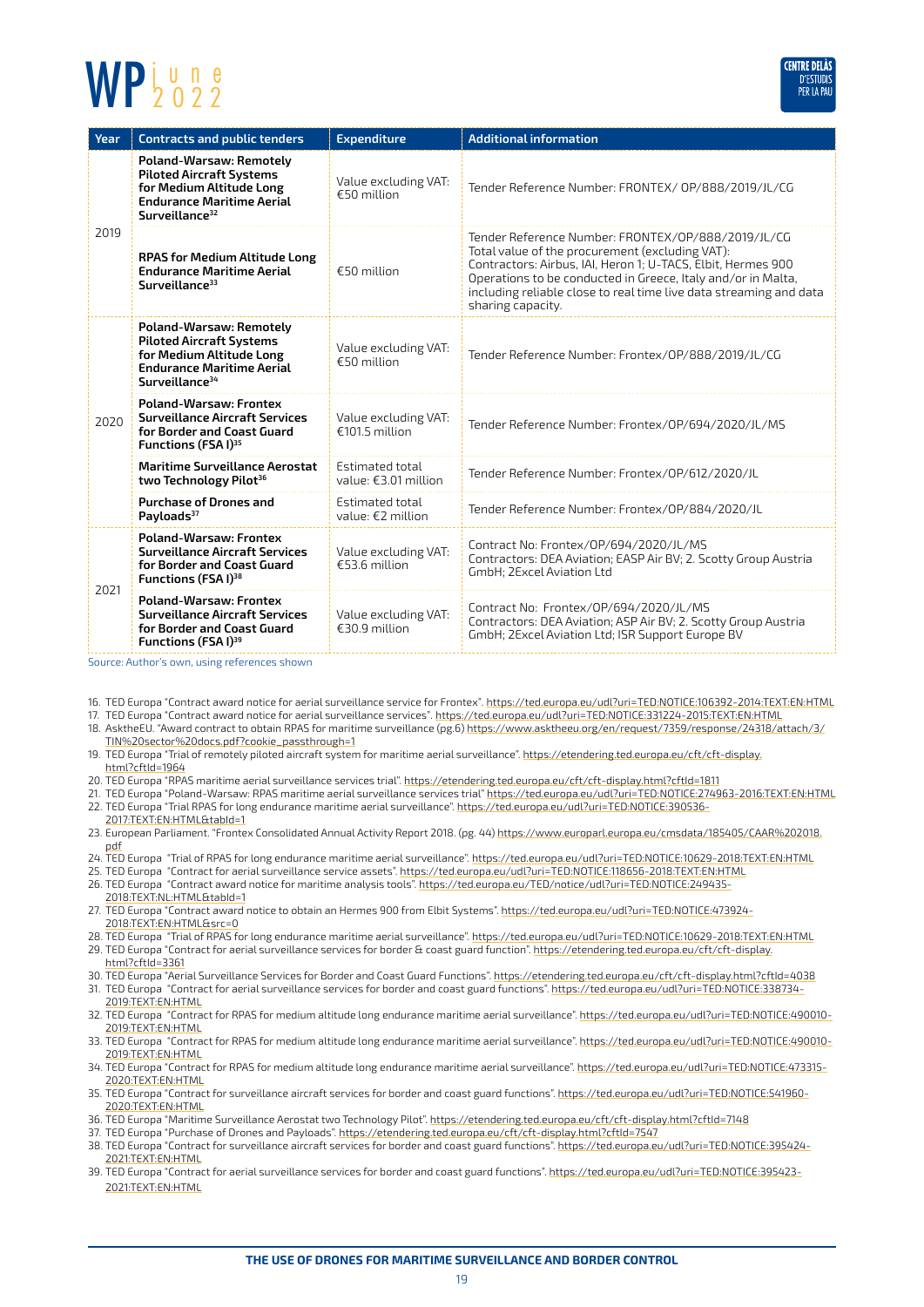| Year | Contracts and public tenders | Expenditure | Additional information |
| --- | --- | --- | --- |
| 2019 | **Poland-Warsaw: Remotely Piloted Aircraft Systems for Medium Altitude Long Endurance Maritime Aerial Surveillance**[32] | Value excluding VAT: €50 million | Tender Reference Number: FRONTEX/ OP/888/2019/JL/CG |
| | **RPAS for Medium Altitude Long Endurance Maritime Aerial Surveillance**[33] | €50 million | Tender Reference Number: FRONTEX/OP/888/2019/JL/CG Total value of the procurement (excluding VAT): Contractors: Airbus, IAI, Heron 1; U-TACS, Elbit, Hermes 900 Operations to be conducted in Greece, Italy and/or in Malta, including reliable close to real time live data streaming and data sharing capacity. |
| 2020 | **Poland-Warsaw: Remotely Piloted Aircraft Systems for Medium Altitude Long Endurance Maritime Aerial Surveillance**[34] | Value excluding VAT: €50 million | Tender Reference Number: Frontex/OP/888/2019/JL/CG |
| | **Poland-Warsaw: Frontex Surveillance Aircraft Services for Border and Coast Guard Functions (FSA I)**[35] | Value excluding VAT: €101.5 million | Tender Reference Number: Frontex/OP/694/2020/JL/MS |
| | **Maritime Surveillance Aerostat two Technology Pilot**[36] | Estimated total value: €3.01 million | Tender Reference Number: Frontex/OP/612/2020/JL |
| | **Purchase of Drones and Payloads**[37] | Estimated total value: €2 million | Tender Reference Number: Frontex/OP/884/2020/JL |
| 2021 | **Poland-Warsaw: Frontex Surveillance Aircraft Services for Border and Coast Guard Functions (FSA I)**[38] | Value excluding VAT: €53.6 million | Contract No: Frontex/OP/694/2020/JL/MS Contractors: DEA Aviation; EASP Air BV; 2. Scotty Group Austria GmbH; 2Excel Aviation Ltd |
| | **Poland-Warsaw: Frontex Surveillance Aircraft Services for Border and Coast Guard Functions (FSA I)**[39] | Value excluding VAT: €30.9 million | Contract No: Frontex/OP/694/2020/JL/MS Contractors: DEA Aviation; ASP Air BV; 2. Scotty Group Austria GmbH; 2Excel Aviation Ltd; ISR Support Europe BV |

Source: Author's own, using references shown

16. TED Europa "Contract award notice for aerial surveillance service for Frontex". https://ted.europa.eu/udl?uri=TED:NOTICE:106392-2014:TEXT:EN:HTML
17. TED Europa "Contract award notice for aerial surveillance services". https://ted.europa.eu/udl?uri=TED:NOTICE:331224-2015:TEXT:EN:HTML
18. AsktheEU. "Award contract to obtain RPAS for maritime surveillance (pg.6) https://www.asktheeu.org/en/request/7359/response/24318/attach/3/TIN%20sector%20docs.pdf?cookie_passthrough=1
19. TED Europa "Trial of remotely piloted aircraft system for maritime aerial surveillance". https://etendering.ted.europa.eu/cft/cft-display.html?cftId=1964
20. TED Europa "RPAS maritime aerial surveillance services trial". https://etendering.ted.europa.eu/cft/cft-display.html?cftId=1811
21. TED Europa "Poland-Warsaw: RPAS maritime aerial surveillance services trial" https://ted.europa.eu/udl?uri=TED:NOTICE:274963-2016:TEXT:EN:HTML
22. TED Europa "Trial RPAS for long endurance maritime aerial surveillance". https://ted.europa.eu/udl?uri=TED:NOTICE:390536-2017:TEXT:EN:HTML&tabId=1
23. European Parliament. "Frontex Consolidated Annual Activity Report 2018. (pg. 44) https://www.europarl.europa.eu/cmsdata/185405/CAAR%202018.pdf
24. TED Europa "Trial of RPAS for long endurance maritime aerial surveillance". https://ted.europa.eu/udl?uri=TED:NOTICE:10629-2018:TEXT:EN:HTML
25. TED Europa "Contract for aerial surveillance service assets". https://ted.europa.eu/udl?uri=TED:NOTICE:118656-2018:TEXT:EN:HTML
26. TED Europa "Contract award notice for maritime analysis tools". https://ted.europa.eu/TED/notice/udl?uri=TED:NOTICE:249435-2018:TEXT:NL:HTML&tabId=1
27. TED Europa "Contract award notice to obtain an Hermes 900 from Elbit Systems". https://ted.europa.eu/udl?uri=TED:NOTICE:473924-2018:TEXT:EN:HTML&src=0
28. TED Europa "Trial of RPAS for long endurance maritime aerial surveillance". https://ted.europa.eu/udl?uri=TED:NOTICE:10629-2018:TEXT:EN:HTML
29. TED Europa "Contract for aerial surveillance services for border & coast guard function". https://etendering.ted.europa.eu/cft/cft-display.html?cftId=3361
30. TED Europa "Aerial Surveillance Services for Border and Coast Guard Functions". https://etendering.ted.europa.eu/cft/cft-display.html?cftId=4038
31. TED Europa "Contract for aerial surveillance services for border and coast guard functions". https://ted.europa.eu/udl?uri=TED:NOTICE:338734-2019:TEXT:EN:HTML
32. TED Europa "Contract for RPAS for medium altitude long endurance maritime aerial surveillance". https://ted.europa.eu/udl?uri=TED:NOTICE:490010-2019:TEXT:EN:HTML
33. TED Europa "Contract for RPAS for medium altitude long endurance maritime aerial surveillance". https://ted.europa.eu/udl?uri=TED:NOTICE:490010-2019:TEXT:EN:HTML
34. TED Europa "Contract for RPAS for medium altitude long endurance maritime aerial surveillance". https://ted.europa.eu/udl?uri=TED:NOTICE:473315-2020:TEXT:EN:HTML
35. TED Europa "Contract for surveillance aircraft services for border and coast guard functions". https://ted.europa.eu/udl?uri=TED:NOTICE:541960-2020:TEXT:EN:HTML
36. TED Europa "Maritime Surveillance Aerostat two Technology Pilot". https://etendering.ted.europa.eu/cft/cft-display.html?cftId=7148
37. TED Europa "Purchase of Drones and Payloads". https://etendering.ted.europa.eu/cft/cft-display.html?cftId=7547
38. TED Europa "Contract for surveillance aircraft services for border and coast guard functions". https://ted.europa.eu/udl?uri=TED:NOTICE:395424-2021:TEXT:EN:HTML
39. TED Europa "Contract for aerial surveillance services for border and coast guard functions". https://ted.europa.eu/udl?uri=TED:NOTICE:395423-2021:TEXT:EN:HTML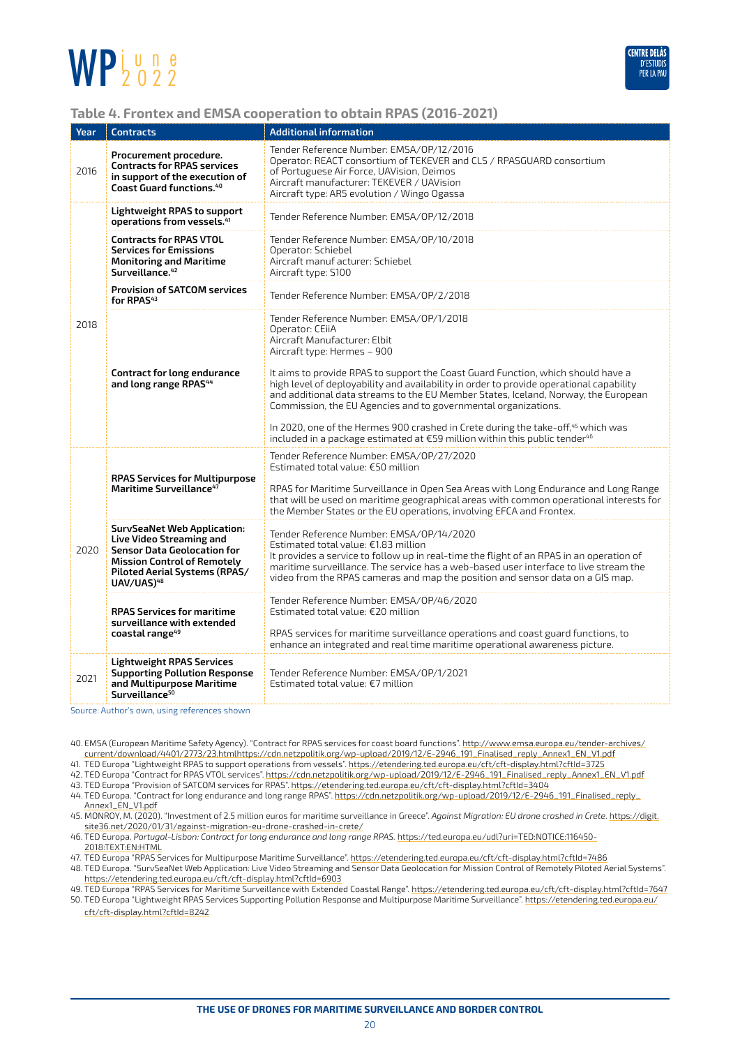### Table 4. Frontex and EMSA cooperation to obtain RPAS (2016-2021)

| Year | Contracts | Additional information |
|---|---|---|
| 2016 | **Procurement procedure. Contracts for RPAS services in support of the execution of Coast Guard functions.**[40] | Tender Reference Number: EMSA/OP/12/2016<br>Operator: REACT consortium of TEKEVER and CLS / RPASGUARD consortium of Portuguese Air Force, UAVision, Deimos<br>Aircraft manufacturer: TEKEVER / UAVision<br>Aircraft type: AR5 evolution / Wingo Ogassa |
| 2018 | **Lightweight RPAS to support operations from vessels.**[41] | Tender Reference Number: EMSA/OP/12/2018 |
| | **Contracts for RPAS VTOL Services for Emissions Monitoring and Maritime Surveillance.**[42] | Tender Reference Number: EMSA/OP/10/2018<br>Operator: Schiebel<br>Aircraft manuf acturer: Schiebel<br>Aircraft type: S100 |
| | **Provision of SATCOM services for RPAS**[43] | Tender Reference Number: EMSA/OP/2/2018 |
| | **Contract for long endurance and long range RPAS**[44] | Tender Reference Number: EMSA/OP/1/2018<br>Operator: CEiiA<br>Aircraft Manufacturer: Elbit<br>Aircraft type: Hermes – 900<br><br>It aims to provide RPAS to support the Coast Guard Function, which should have a high level of deployability and availability in order to provide operational capability and additional data streams to the EU Member States, Iceland, Norway, the European Commission, the EU Agencies and to governmental organizations.<br><br>In 2020, one of the Hermes 900 crashed in Crete during the take-off,[45] which was included in a package estimated at €59 million within this public tender[46] |
| 2020 | **RPAS Services for Multipurpose Maritime Surveillance**[47] | Tender Reference Number: EMSA/OP/27/2020<br>Estimated total value: €50 million<br><br>RPAS for Maritime Surveillance in Open Sea Areas with Long Endurance and Long Range that will be used on maritime geographical areas with common operational interests for the Member States or the EU operations, involving EFCA and Frontex. |
| | **SurvSeaNet Web Application: Live Video Streaming and Sensor Data Geolocation for Mission Control of Remotely Piloted Aerial Systems (RPAS/ UAV/UAS)**[48] | Tender Reference Number: EMSA/OP/14/2020<br>Estimated total value: €1.83 million<br>It provides a service to follow up in real-time the flight of an RPAS in an operation of maritime surveillance. The service has a web-based user interface to live stream the video from the RPAS cameras and map the position and sensor data on a GIS map. |
| | **RPAS Services for maritime surveillance with extended coastal range**[49] | Tender Reference Number: EMSA/OP/46/2020<br>Estimated total value: €20 million<br><br>RPAS services for maritime surveillance operations and coast guard functions, to enhance an integrated and real time maritime operational awareness picture. |
| 2021 | **Lightweight RPAS Services Supporting Pollution Response and Multipurpose Maritime Surveillance**[50] | Tender Reference Number: EMSA/OP/1/2021<br>Estimated total value: €7 million |

Source: Author's own, using references shown

40. EMSA (European Maritime Safety Agency). "Contract for RPAS services for coast board functions". http://www.emsa.europa.eu/tender-archives/current/download/4401/2773/23.htmlhttps://cdn.netzpolitik.org/wp-upload/2019/12/E-2946_191_Finalised_reply_Annex1_EN_V1.pdf
41. TED Europa "Lightweight RPAS to support operations from vessels". https://etendering.ted.europa.eu/cft/cft-display.html?cftId=3725
42. TED Europa "Contract for RPAS VTOL services". https://cdn.netzpolitik.org/wp-upload/2019/12/E-2946_191_Finalised_reply_Annex1_EN_V1.pdf
43. TED Europa "Provision of SATCOM services for RPAS". https://etendering.ted.europa.eu/cft/cft-display.html?cftId=3404
44. TED Europa. "Contract for long endurance and long range RPAS". https://cdn.netzpolitik.org/wp-upload/2019/12/E-2946_191_Finalised_reply_Annex1_EN_V1.pdf
45. MONROY, M. (2020). "Investment of 2.5 million euros for maritime surveillance in Greece". *Against Migration: EU drone crashed in Crete.* https://digit.site36.net/2020/01/31/against-migration-eu-drone-crashed-in-crete/
46. TED Europa. *Portugal-Lisbon: Contract for long endurance and long range RPAS.* https://ted.europa.eu/udl?uri=TED:NOTICE:116450-2018:TEXT:EN:HTML
47. TED Europa "RPAS Services for Multipurpose Maritime Surveillance". https://etendering.ted.europa.eu/cft/cft-display.html?cftId=7486
48. TED Europa. "SurvSeaNet Web Application: Live Video Streaming and Sensor Data Geolocation for Mission Control of Remotely Piloted Aerial Systems". https://etendering.ted.europa.eu/cft/cft-display.html?cftId=6903
49. TED Europa "RPAS Services for Maritime Surveillance with Extended Coastal Range". https://etendering.ted.europa.eu/cft/cft-display.html?cftId=7647
50. TED Europa "Lightweight RPAS Services Supporting Pollution Response and Multipurpose Maritime Surveillance". https://etendering.ted.europa.eu/cft/cft-display.html?cftId=8242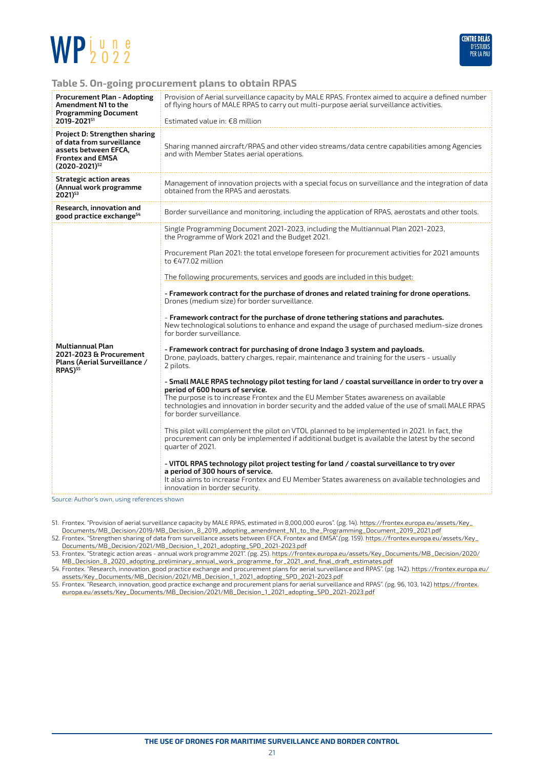### Table 5. On-going procurement plans to obtain RPAS

| | |
|---|---|
| **Procurement Plan - Adopting Amendment N1 to the Programming Document 2019-2021**[51] | Provision of Aerial surveillance capacity by MALE RPAS. Frontex aimed to acquire a defined number of flying hours of MALE RPAS to carry out multi-purpose aerial surveillance activities.<br><br>Estimated value in: €8 million |
| **Project D: Strengthen sharing of data from surveillance assets between EFCA, Frontex and EMSA (2020-2021)**[52] | Sharing manned aircraft/RPAS and other video streams/data centre capabilities among Agencies and with Member States aerial operations. |
| **Strategic action areas (Annual work programme 2021)**[53] | Management of innovation projects with a special focus on surveillance and the integration of data obtained from the RPAS and aerostats. |
| **Research, innovation and good practice exchange**[54] | Border surveillance and monitoring, including the application of RPAS, aerostats and other tools. |
| **Multiannual Plan 2021-2023 & Procurement Plans (Aerial Surveillance / RPAS)**[55] | Single Programming Document 2021-2023, including the Multiannual Plan 2021-2023, the Programme of Work 2021 and the Budget 2021.<br><br>Procurement Plan 2021: the total envelope foreseen for procurement activities for 2021 amounts to €477.02 million<br><br>The following procurements, services and goods are included in this budget:<br><br>- **Framework contract for the purchase of drones and related training for drone operations.** Drones (medium size) for border surveillance.<br><br>- **Framework contract for the purchase of drone tethering stations and parachutes.** New technological solutions to enhance and expand the usage of purchased medium-size drones for border surveillance.<br><br>- **Framework contract for purchasing of drone Indago 3 system and payloads.** Drone, payloads, battery charges, repair, maintenance and training for the users - usually 2 pilots.<br><br>- **Small MALE RPAS technology pilot testing for land / coastal surveillance in order to try over a period of 600 hours of service.** The purpose is to increase Frontex and the EU Member States awareness on available technologies and innovation in border security and the added value of the use of small MALE RPAS for border surveillance.<br><br>This pilot will complement the pilot on VTOL planned to be implemented in 2021. In fact, the procurement can only be implemented if additional budget is available the latest by the second quarter of 2021.<br><br>- **VITOL RPAS technology pilot project testing for land / coastal surveillance to try over a period of 300 hours of service.** It also aims to increase Frontex and EU Member States awareness on available technologies and innovation in border security. |

Source: Author's own, using references shown

51. Frontex. "Provision of aerial surveillance capacity by MALE RPAS, estimated in 8,000,000 euros". (pg. 14). https://frontex.europa.eu/assets/Key_Documents/MB_Decision/2019/MB_Decision_8_2019_adopting_amendment_N1_to_the_Programming_Document_2019_2021.pdf
52. Frontex. "Strengthen sharing of data from surveillance assets between EFCA, Frontex and EMSA".(pg. 159). https://frontex.europa.eu/assets/Key_Documents/MB_Decision/2021/MB_Decision_1_2021_adopting_SPD_2021-2023.pdf
53. Frontex. "Strategic action areas - annual work programme 2021". (pg. 25). https://frontex.europa.eu/assets/Key_Documents/MB_Decision/2020/MB_Decision_8_2020_adopting_preliminary_annual_work_programme_for_2021_and_final_draft_estimates.pdf
54. Frontex. "Research, innovation, good practice exchange and procurement plans for aerial surveillance and RPAS". (pg. 142). https://frontex.europa.eu/assets/Key_Documents/MB_Decision/2021/MB_Decision_1_2021_adopting_SPD_2021-2023.pdf
55. Frontex. "Research, innovation, good practice exchange and procurement plans for aerial surveillance and RPAS". (pg. 96, 103, 142) https://frontex.europa.eu/assets/Key_Documents/MB_Decision/2021/MB_Decision_1_2021_adopting_SPD_2021-2023.pdf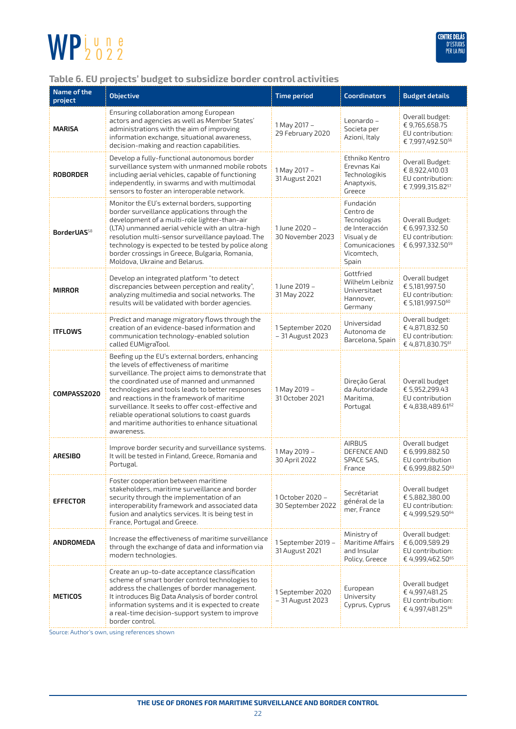### Table 6. EU projects' budget to subsidize border control activities

| Name of the project | Objective | Time period | Coordinators | Budget details |
|---|---|---|---|---|
| **MARISA** | Ensuring collaboration among European actors and agencies as well as Member States' administrations with the aim of improving information exchange, situational awareness, decision-making and reaction capabilities. | 1 May 2017 – 29 February 2020 | Leonardo – Societa per Azioni, Italy | Overall budget: € 9,765,658.75 EU contribution: € 7,997,492.50[56] |
| **ROBORDER** | Develop a fully-functional autonomous border surveillance system with unmanned mobile robots including aerial vehicles, capable of functioning independently, in swarms and with multimodal sensors to foster an interoperable network. | 1 May 2017 – 31 August 2021 | Ethniko Kentro Erevnas Kai Technologikis Anaptyxis, Greece | Overall Budget: € 8,922,410.03 EU contribution: € 7,999,315.82[57] |
| **BorderUAS**[58] | Monitor the EU's external borders, supporting border surveillance applications through the development of a multi-role lighter-than-air (LTA) unmanned aerial vehicle with an ultra-high resolution multi-sensor surveillance payload. The technology is expected to be tested by police along border crossings in Greece, Bulgaria, Romania, Moldova, Ukraine and Belarus. | 1 June 2020 – 30 November 2023 | Fundación Centro de Tecnologias de Interacción Visual y de Comunicaciones Vicomtech, Spain | Overall Budget: € 6,997,332.50 EU contribution: € 6,997,332.50[59] |
| **MIRROR** | Develop an integrated platform "to detect discrepancies between perception and reality", analyzing multimedia and social networks. The results will be validated with border agencies. | 1 June 2019 – 31 May 2022 | Gottfried Wilhelm Leibniz Universitaet Hannover, Germany | Overall budget € 5,181,997.50 EU contribution: € 5,181,997.50[60] |
| **ITFLOWS** | Predict and manage migratory flows through the creation of an evidence-based information and communication technology-enabled solution called EUMigraTool. | 1 September 2020 – 31 August 2023 | Universidad Autonoma de Barcelona, Spain | Overall budget: € 4,871,832.50 EU contribution: € 4,871,830.75[61] |
| **COMPASS2020** | Beefing up the EU's external borders, enhancing the levels of effectiveness of maritime surveillance. The project aims to demonstrate that the coordinated use of manned and unmanned technologies and tools leads to better responses and reactions in the framework of maritime surveillance. It seeks to offer cost-effective and reliable operational solutions to coast guards and maritime authorities to enhance situational awareness. | 1 May 2019 – 31 October 2021 | Direção Geral da Autoridade Maritima, Portugal | Overall budget € 5,952,299.43 EU contribution € 4,838,489.61[62] |
| **ARESIBO** | Improve border security and surveillance systems. It will be tested in Finland, Greece, Romania and Portugal. | 1 May 2019 – 30 April 2022 | AIRBUS DEFENCE AND SPACE SAS, France | Overall budget € 6,999,882.50 EU contribution € 6,999,882.50[63] |
| **EFFECTOR** | Foster cooperation between maritime stakeholders, maritime surveillance and border security through the implementation of an interoperability framework and associated data fusion and analytics services. It is being test in France, Portugal and Greece. | 1 October 2020 – 30 September 2022 | Secrétariat général de la mer, France | Overall budget € 5,882,380.00 EU contribution: € 4,999,529.50[64] |
| **ANDROMEDA** | Increase the effectiveness of maritime surveillance through the exchange of data and information via modern technologies. | 1 September 2019 – 31 August 2021 | Ministry of Maritime Affairs and Insular Policy, Greece | Overall budget: € 6,009,589.29 EU contribution: € 4,999,462.50[65] |
| **METICOS** | Create an up-to-date acceptance classification scheme of smart border control technologies to address the challenges of border management. It introduces Big Data Analysis of border control information systems and it is expected to create a real-time decision-support system to improve border control. | 1 September 2020 – 31 August 2023 | European University Cyprus, Cyprus | Overall budget € 4,997,481.25 EU contribution: € 4,997,481.25[66] |

Source: Author's own, using references shown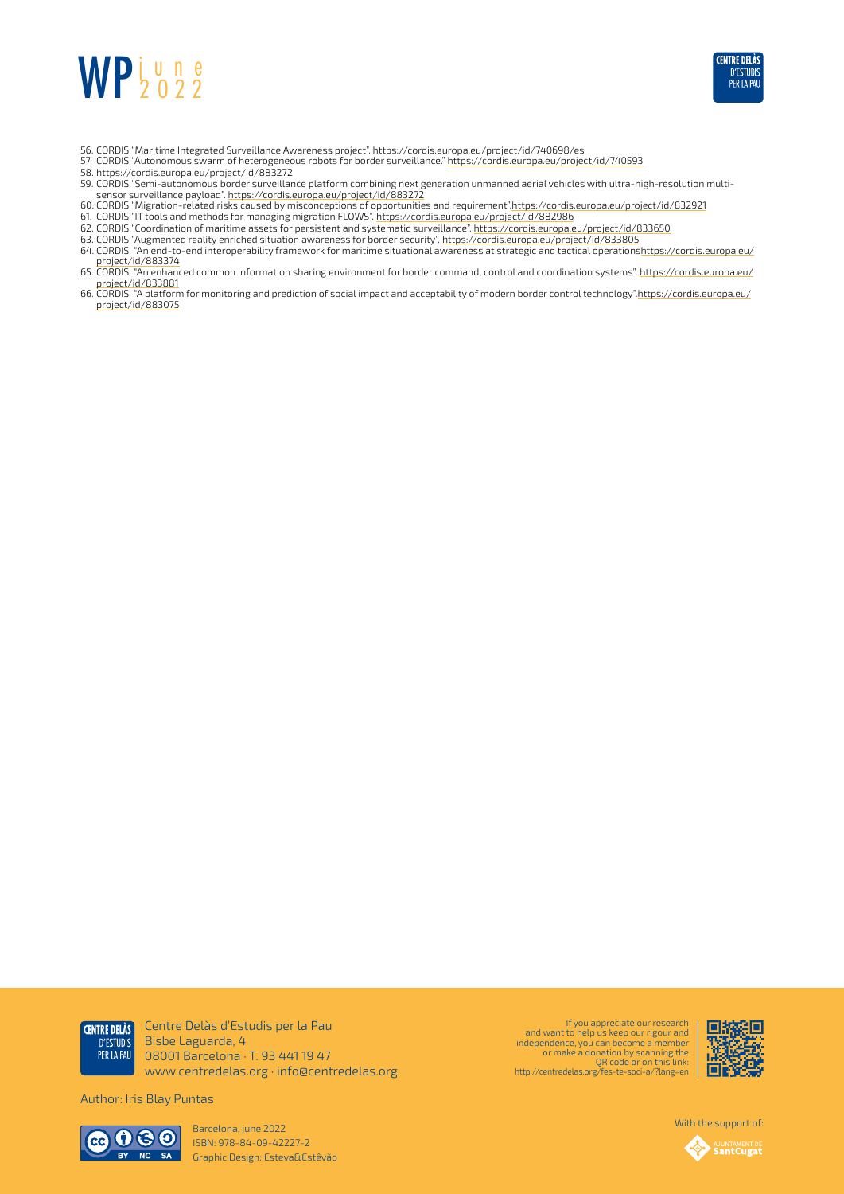56. CORDIS "Maritime Integrated Surveillance Awareness project". https://cordis.europa.eu/project/id/740698/es
57. CORDIS "Autonomous swarm of heterogeneous robots for border surveillance." https://cordis.europa.eu/project/id/740593
58. https://cordis.europa.eu/project/id/883272
59. CORDIS "Semi-autonomous border surveillance platform combining next generation unmanned aerial vehicles with ultra-high-resolution multi-sensor surveillance payload". https://cordis.europa.eu/project/id/883272
60. CORDIS "Migration-related risks caused by misconceptions of opportunities and requirement".https://cordis.europa.eu/project/id/832921
61. CORDIS "IT tools and methods for managing migration FLOWS". https://cordis.europa.eu/project/id/882986
62. CORDIS "Coordination of maritime assets for persistent and systematic surveillance". https://cordis.europa.eu/project/id/833650
63. CORDIS "Augmented reality enriched situation awareness for border security". https://cordis.europa.eu/project/id/833805
64. CORDIS "An end-to-end interoperability framework for maritime situational awareness at strategic and tactical operationshttps://cordis.europa.eu/project/id/883374
65. CORDIS "An enhanced common information sharing environment for border command, control and coordination systems". https://cordis.europa.eu/project/id/833881
66. CORDIS. "A platform for monitoring and prediction of social impact and acceptability of modern border control technology".https://cordis.europa.eu/project/id/883075

Centre Delàs d'Estudis per la Pau
Bisbe Laguarda, 4
08001 Barcelona · T. 93 441 19 47
www.centredelas.org · info@centredelas.org

If you appreciate our research and want to help us keep our rigour and independence, you can become a member or make a donation by scanning the QR code or on this link: http://centredelas.org/fes-te-soci-a/?lang=en

Author: Iris Blay Puntas

Barcelona, june 2022
ISBN: 978-84-09-42227-2
Graphic Design: Esteva&Estêvão

With the support of: